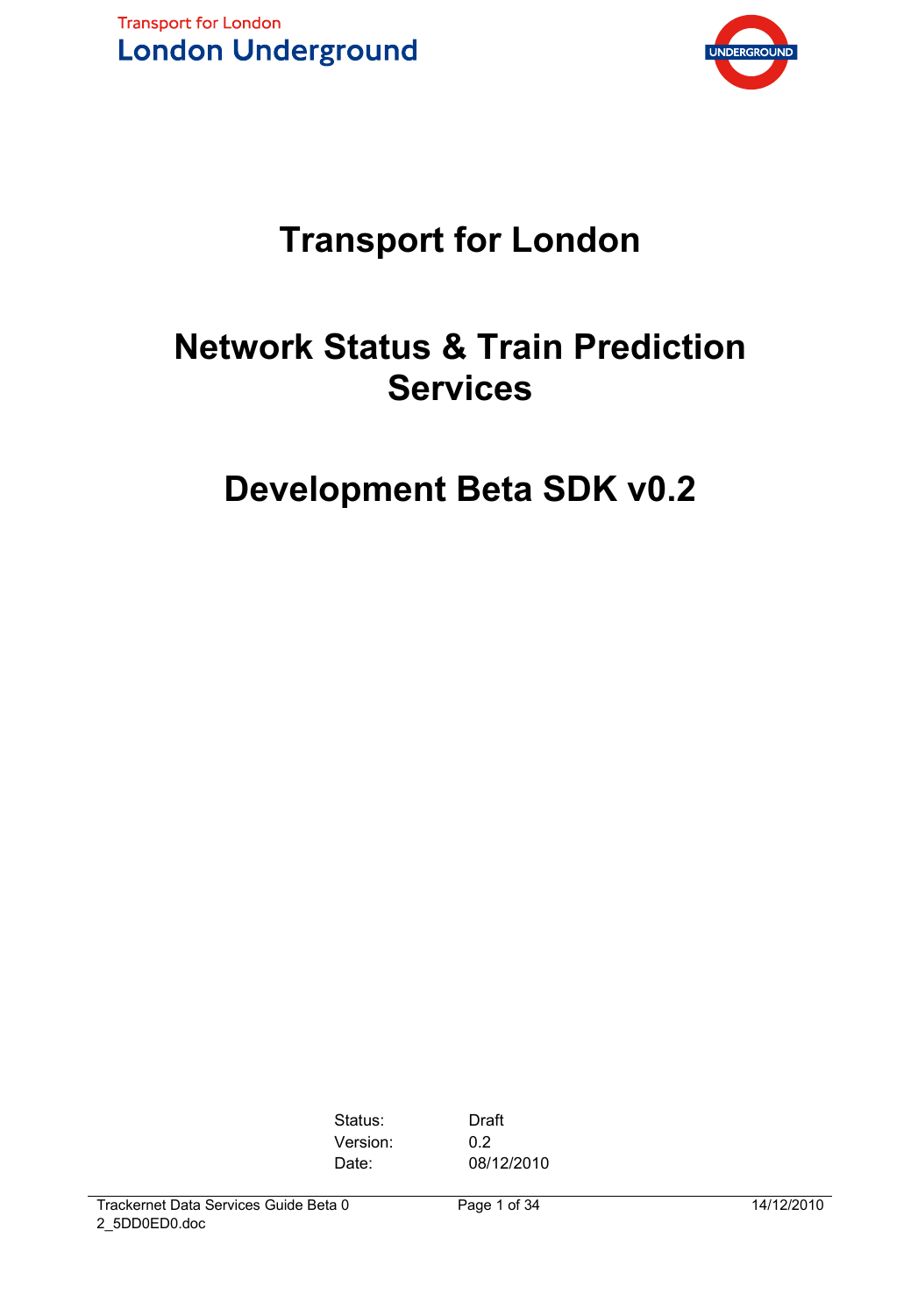Transport for London

London Underground

# Transport for London

# Network Status & Train Prediction Services

# Development Beta SDK v0.2

| | |
|---|---|
| Status: | Draft |
| Version: | 0.2 |
| Date: | 08/12/2010 |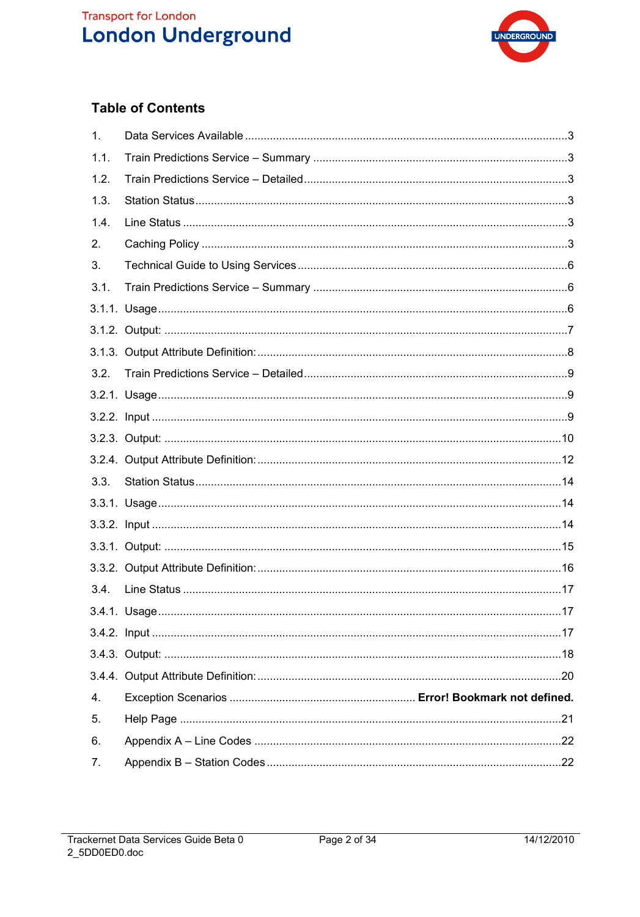## Table of Contents

| | | |
|---|---|---|
| 1. | Data Services Available | 3 |
| 1.1. | Train Predictions Service – Summary | 3 |
| 1.2. | Train Predictions Service – Detailed | 3 |
| 1.3. | Station Status | 3 |
| 1.4. | Line Status | 3 |
| 2. | Caching Policy | 3 |
| 3. | Technical Guide to Using Services | 6 |
| 3.1. | Train Predictions Service – Summary | 6 |
| 3.1.1. | Usage | 6 |
| 3.1.2. | Output: | 7 |
| 3.1.3. | Output Attribute Definition: | 8 |
| 3.2. | Train Predictions Service – Detailed | 9 |
| 3.2.1. | Usage | 9 |
| 3.2.2. | Input | 9 |
| 3.2.3. | Output: | 10 |
| 3.2.4. | Output Attribute Definition: | 12 |
| 3.3. | Station Status | 14 |
| 3.3.1. | Usage | 14 |
| 3.3.2. | Input | 14 |
| 3.3.1. | Output: | 15 |
| 3.3.2. | Output Attribute Definition: | 16 |
| 3.4. | Line Status | 17 |
| 3.4.1. | Usage | 17 |
| 3.4.2. | Input | 17 |
| 3.4.3. | Output: | 18 |
| 3.4.4. | Output Attribute Definition: | 20 |
| 4. | Exception Scenarios | **Error! Bookmark not defined.** |
| 5. | Help Page | 21 |
| 6. | Appendix A – Line Codes | 22 |
| 7. | Appendix B – Station Codes | 22 |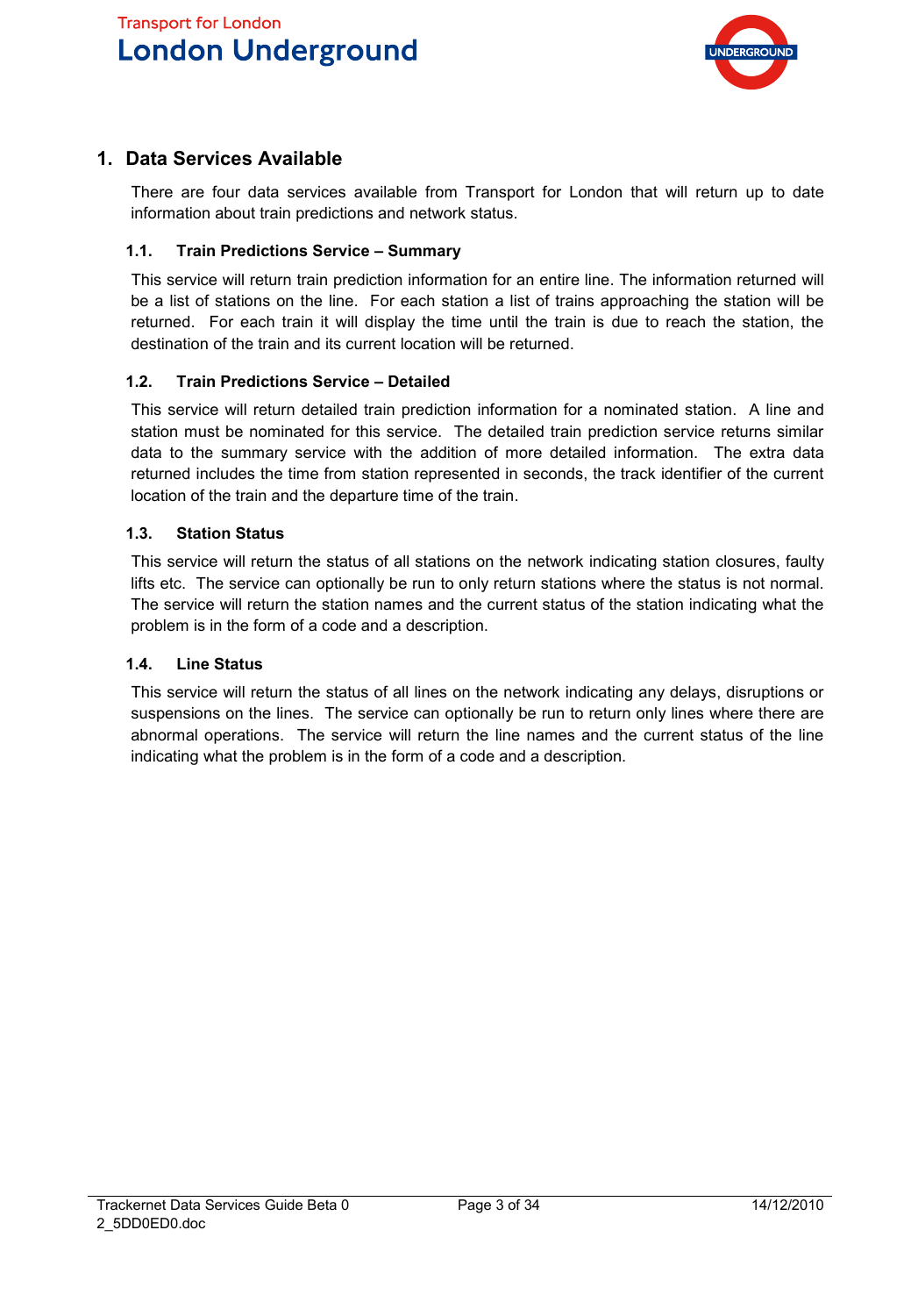# 1. Data Services Available

There are four data services available from Transport for London that will return up to date information about train predictions and network status.

## 1.1. Train Predictions Service – Summary

This service will return train prediction information for an entire line. The information returned will be a list of stations on the line. For each station a list of trains approaching the station will be returned. For each train it will display the time until the train is due to reach the station, the destination of the train and its current location will be returned.

## 1.2. Train Predictions Service – Detailed

This service will return detailed train prediction information for a nominated station. A line and station must be nominated for this service. The detailed train prediction service returns similar data to the summary service with the addition of more detailed information. The extra data returned includes the time from station represented in seconds, the track identifier of the current location of the train and the departure time of the train.

## 1.3. Station Status

This service will return the status of all stations on the network indicating station closures, faulty lifts etc. The service can optionally be run to only return stations where the status is not normal. The service will return the station names and the current status of the station indicating what the problem is in the form of a code and a description.

## 1.4. Line Status

This service will return the status of all lines on the network indicating any delays, disruptions or suspensions on the lines. The service can optionally be run to return only lines where there are abnormal operations. The service will return the line names and the current status of the line indicating what the problem is in the form of a code and a description.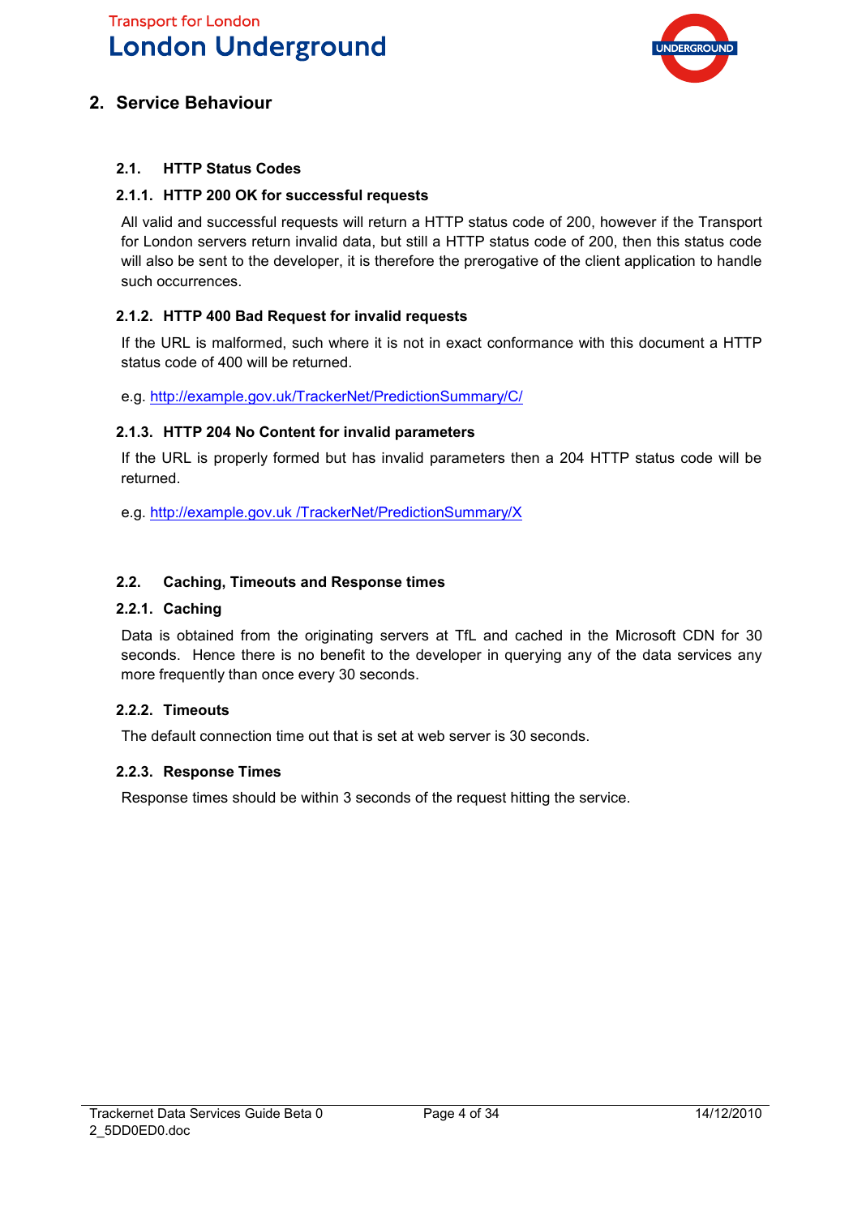## 2. Service Behaviour

### 2.1. HTTP Status Codes

#### 2.1.1. HTTP 200 OK for successful requests

All valid and successful requests will return a HTTP status code of 200, however if the Transport for London servers return invalid data, but still a HTTP status code of 200, then this status code will also be sent to the developer, it is therefore the prerogative of the client application to handle such occurrences.

#### 2.1.2. HTTP 400 Bad Request for invalid requests

If the URL is malformed, such where it is not in exact conformance with this document a HTTP status code of 400 will be returned.

e.g. http://example.gov.uk/TrackerNet/PredictionSummary/C/

#### 2.1.3. HTTP 204 No Content for invalid parameters

If the URL is properly formed but has invalid parameters then a 204 HTTP status code will be returned.

e.g. http://example.gov.uk /TrackerNet/PredictionSummary/X

### 2.2. Caching, Timeouts and Response times

#### 2.2.1. Caching

Data is obtained from the originating servers at TfL and cached in the Microsoft CDN for 30 seconds. Hence there is no benefit to the developer in querying any of the data services any more frequently than once every 30 seconds.

#### 2.2.2. Timeouts

The default connection time out that is set at web server is 30 seconds.

#### 2.2.3. Response Times

Response times should be within 3 seconds of the request hitting the service.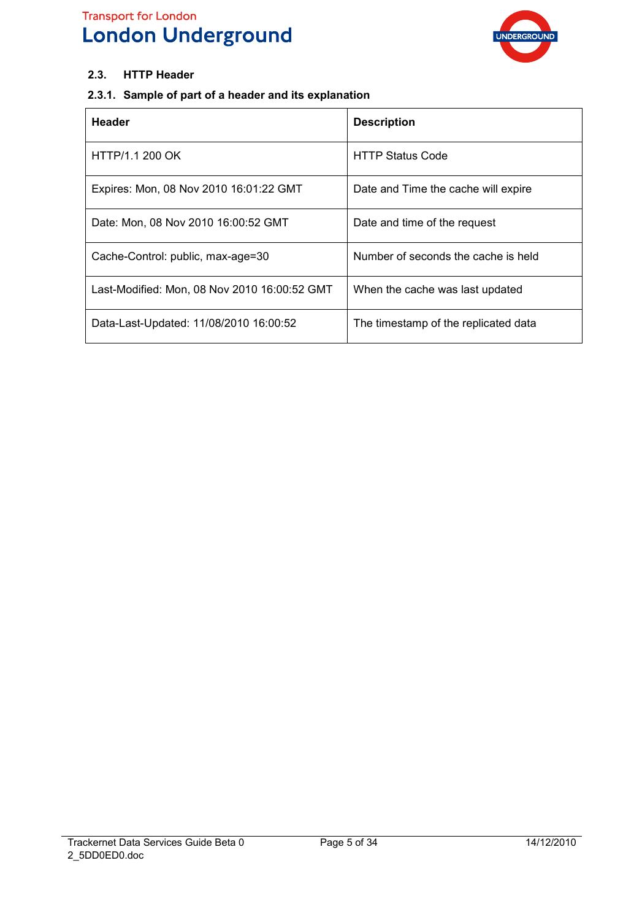### 2.3. HTTP Header

#### 2.3.1. Sample of part of a header and its explanation

| Header | Description |
|---|---|
| HTTP/1.1 200 OK | HTTP Status Code |
| Expires: Mon, 08 Nov 2010 16:01:22 GMT | Date and Time the cache will expire |
| Date: Mon, 08 Nov 2010 16:00:52 GMT | Date and time of the request |
| Cache-Control: public, max-age=30 | Number of seconds the cache is held |
| Last-Modified: Mon, 08 Nov 2010 16:00:52 GMT | When the cache was last updated |
| Data-Last-Updated: 11/08/2010 16:00:52 | The timestamp of the replicated data |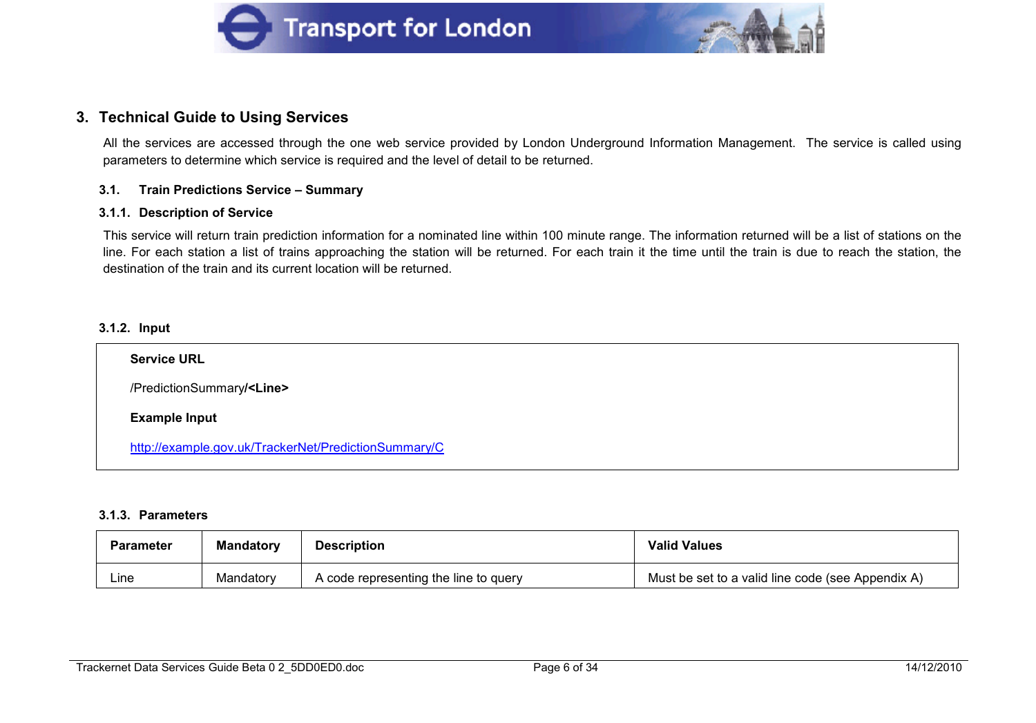# 3. Technical Guide to Using Services

All the services are accessed through the one web service provided by London Underground Information Management. The service is called using parameters to determine which service is required and the level of detail to be returned.

## 3.1. Train Predictions Service – Summary

### 3.1.1. Description of Service

This service will return train prediction information for a nominated line within 100 minute range. The information returned will be a list of stations on the line. For each station a list of trains approaching the station will be returned. For each train it the time until the train is due to reach the station, the destination of the train and its current location will be returned.

### 3.1.2. Input

**Service URL**

/PredictionSummary**/<Line>**

**Example Input**

http://example.gov.uk/TrackerNet/PredictionSummary/C

### 3.1.3. Parameters

| Parameter | Mandatory | Description | Valid Values |
|---|---|---|---|
| Line | Mandatory | A code representing the line to query | Must be set to a valid line code (see Appendix A) |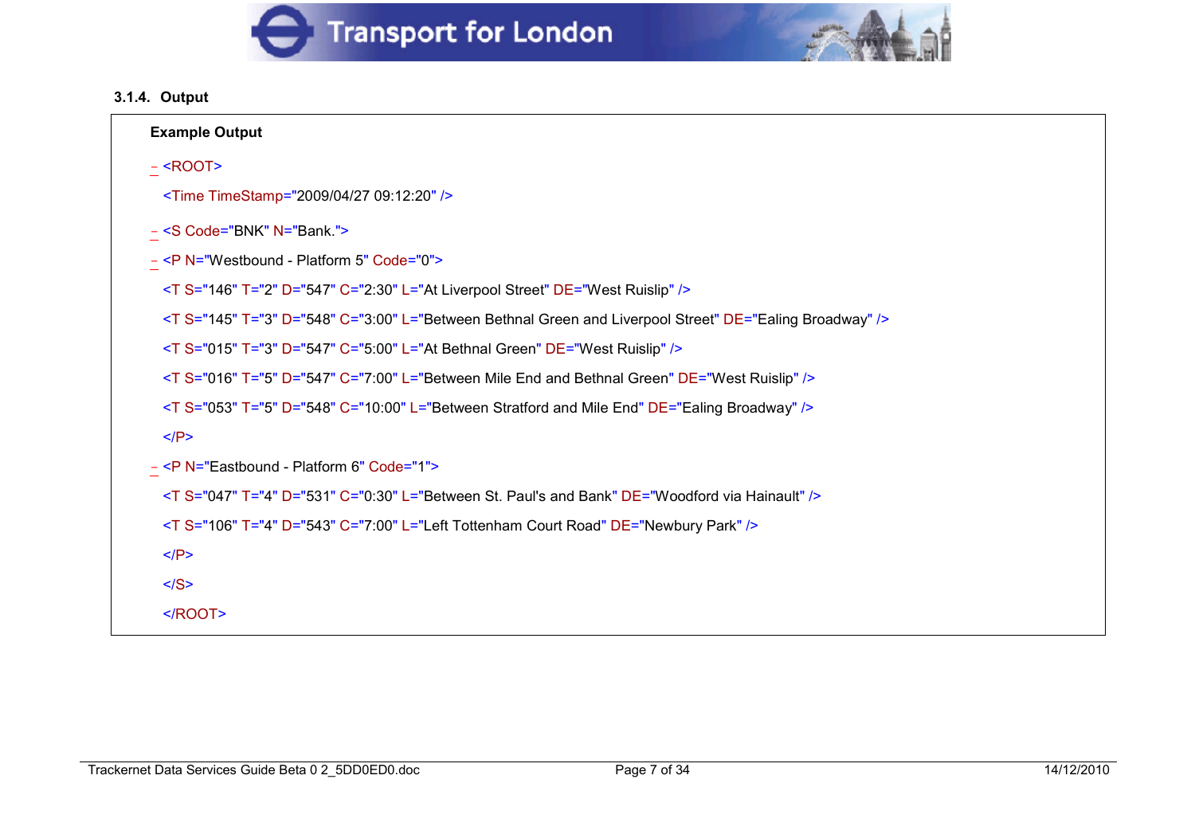### 3.1.4. Output

**Example Output**

```
- <ROOT>
  <Time TimeStamp="2009/04/27 09:12:20" />
- <S Code="BNK" N="Bank.">
- <P N="Westbound - Platform 5" Code="0">
  <T S="146" T="2" D="547" C="2:30" L="At Liverpool Street" DE="West Ruislip" />
  <T S="145" T="3" D="548" C="3:00" L="Between Bethnal Green and Liverpool Street" DE="Ealing Broadway" />
  <T S="015" T="3" D="547" C="5:00" L="At Bethnal Green" DE="West Ruislip" />
  <T S="016" T="5" D="547" C="7:00" L="Between Mile End and Bethnal Green" DE="West Ruislip" />
  <T S="053" T="5" D="548" C="10:00" L="Between Stratford and Mile End" DE="Ealing Broadway" />
  </P>
- <P N="Eastbound - Platform 6" Code="1">
  <T S="047" T="4" D="531" C="0:30" L="Between St. Paul's and Bank" DE="Woodford via Hainault" />
  <T S="106" T="4" D="543" C="7:00" L="Left Tottenham Court Road" DE="Newbury Park" />
  </P>
  </S>
  </ROOT>
```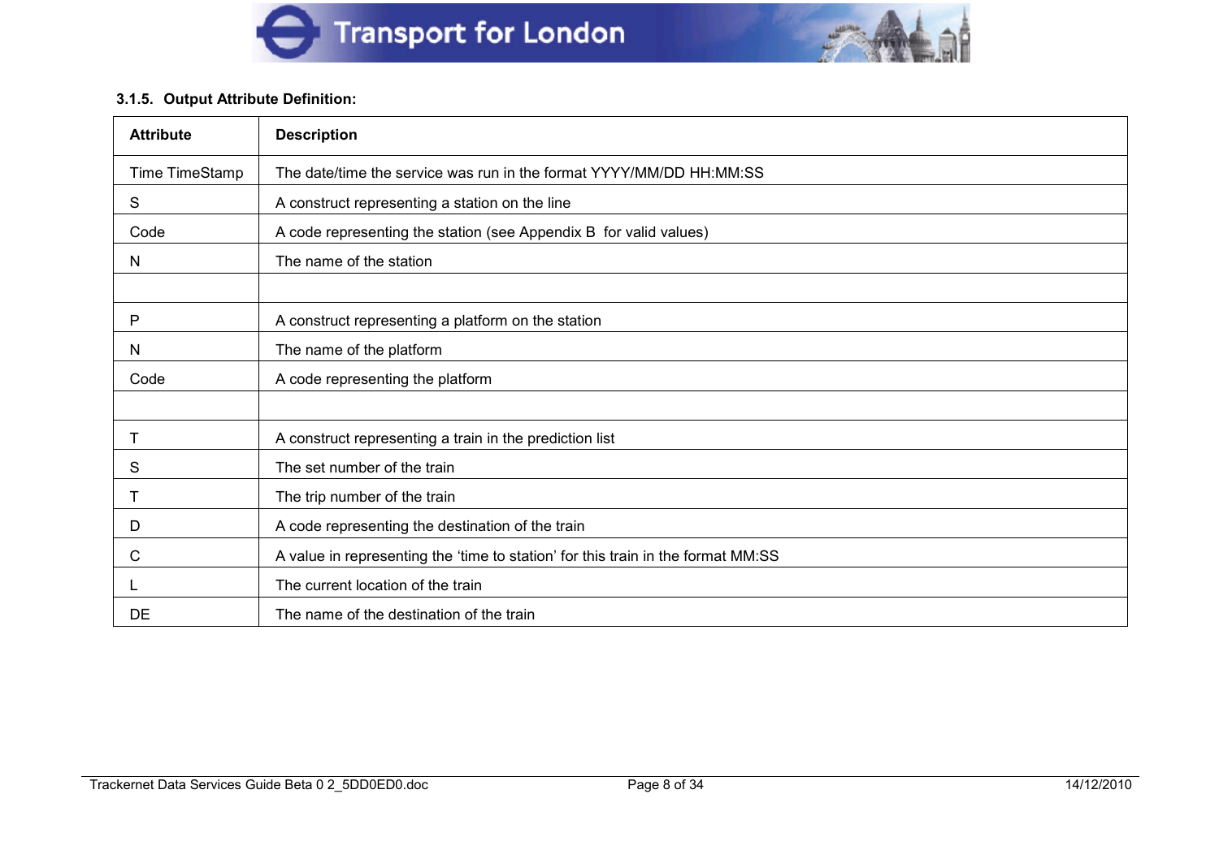### 3.1.5. Output Attribute Definition:

| Attribute | Description |
| --- | --- |
| Time TimeStamp | The date/time the service was run in the format YYYY/MM/DD HH:MM:SS |
| S | A construct representing a station on the line |
| Code | A code representing the station (see Appendix B for valid values) |
| N | The name of the station |
| | |
| P | A construct representing a platform on the station |
| N | The name of the platform |
| Code | A code representing the platform |
| | |
| T | A construct representing a train in the prediction list |
| S | The set number of the train |
| T | The trip number of the train |
| D | A code representing the destination of the train |
| C | A value in representing the 'time to station' for this train in the format MM:SS |
| L | The current location of the train |
| DE | The name of the destination of the train |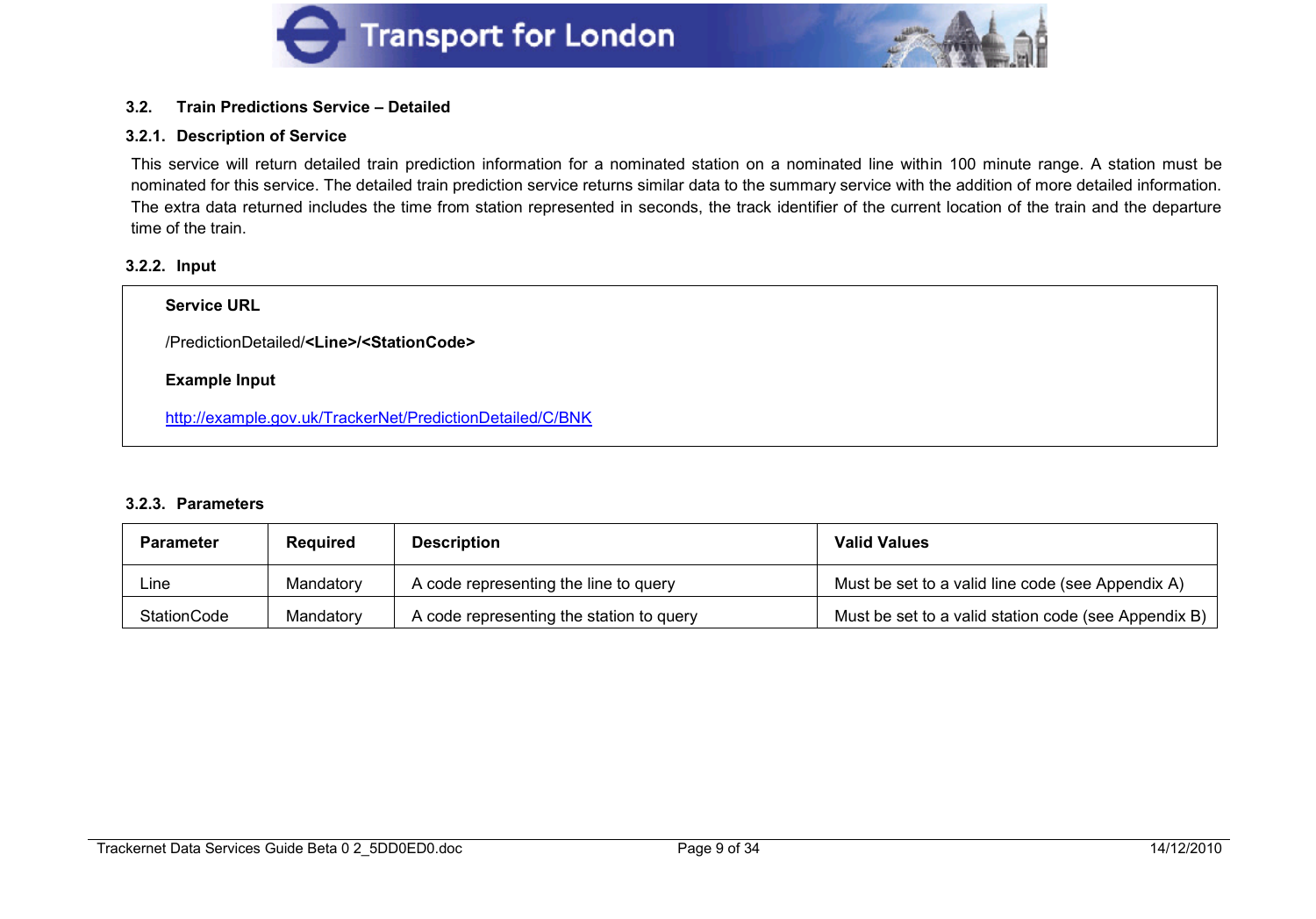## 3.2. Train Predictions Service – Detailed

### 3.2.1. Description of Service

This service will return detailed train prediction information for a nominated station on a nominated line within 100 minute range. A station must be nominated for this service. The detailed train prediction service returns similar data to the summary service with the addition of more detailed information. The extra data returned includes the time from station represented in seconds, the track identifier of the current location of the train and the departure time of the train.

### 3.2.2. Input

**Service URL**

/PredictionDetailed/**<Line>/<StationCode>**

**Example Input**

http://example.gov.uk/TrackerNet/PredictionDetailed/C/BNK

### 3.2.3. Parameters

| Parameter | Required | Description | Valid Values |
|---|---|---|---|
| Line | Mandatory | A code representing the line to query | Must be set to a valid line code (see Appendix A) |
| StationCode | Mandatory | A code representing the station to query | Must be set to a valid station code (see Appendix B) |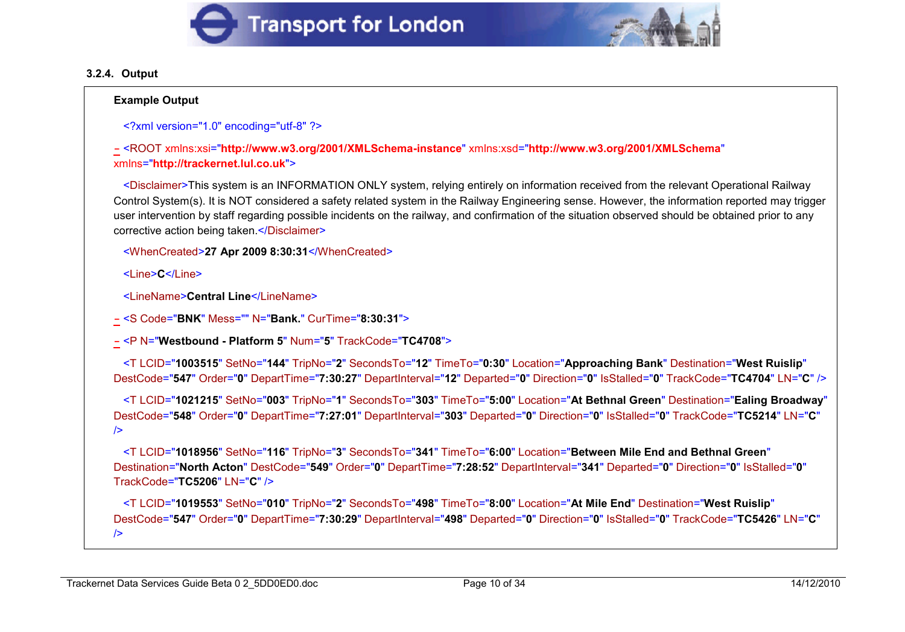### 3.2.4. Output

**Example Output**

```
<?xml version="1.0" encoding="utf-8" ?>

- <ROOT xmlns:xsi="http://www.w3.org/2001/XMLSchema-instance" xmlns:xsd="http://www.w3.org/2001/XMLSchema" xmlns="http://trackernet.lul.co.uk">

  <Disclaimer>This system is an INFORMATION ONLY system, relying entirely on information received from the relevant Operational Railway Control System(s). It is NOT considered a safety related system in the Railway Engineering sense. However, the information reported may trigger user intervention by staff regarding possible incidents on the railway, and confirmation of the situation observed should be obtained prior to any corrective action being taken.</Disclaimer>

  <WhenCreated>27 Apr 2009 8:30:31</WhenCreated>

  <Line>C</Line>

  <LineName>Central Line</LineName>

- <S Code="BNK" Mess="" N="Bank." CurTime="8:30:31">

- <P N="Westbound - Platform 5" Num="5" TrackCode="TC4708">

  <T LCID="1003515" SetNo="144" TripNo="2" SecondsTo="12" TimeTo="0:30" Location="Approaching Bank" Destination="West Ruislip" DestCode="547" Order="0" DepartTime="7:30:27" DepartInterval="12" Departed="0" Direction="0" IsStalled="0" TrackCode="TC4704" LN="C" />

  <T LCID="1021215" SetNo="003" TripNo="1" SecondsTo="303" TimeTo="5:00" Location="At Bethnal Green" Destination="Ealing Broadway" DestCode="548" Order="0" DepartTime="7:27:01" DepartInterval="303" Departed="0" Direction="0" IsStalled="0" TrackCode="TC5214" LN="C" />

  <T LCID="1018956" SetNo="116" TripNo="3" SecondsTo="341" TimeTo="6:00" Location="Between Mile End and Bethnal Green" Destination="North Acton" DestCode="549" Order="0" DepartTime="7:28:52" DepartInterval="341" Departed="0" Direction="0" IsStalled="0" TrackCode="TC5206" LN="C" />

  <T LCID="1019553" SetNo="010" TripNo="2" SecondsTo="498" TimeTo="8:00" Location="At Mile End" Destination="West Ruislip" DestCode="547" Order="0" DepartTime="7:30:29" DepartInterval="498" Departed="0" Direction="0" IsStalled="0" TrackCode="TC5426" LN="C" />
```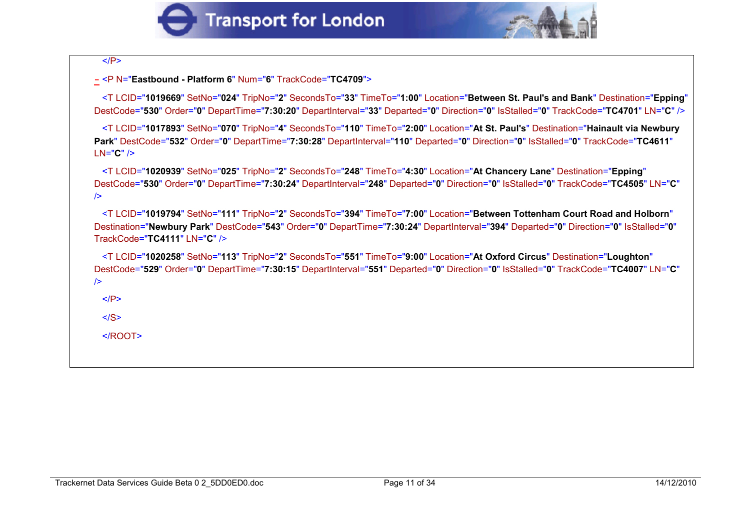```
</P>
- <P N="Eastbound - Platform 6" Num="6" TrackCode="TC4709">
  <T LCID="1019669" SetNo="024" TripNo="2" SecondsTo="33" TimeTo="1:00" Location="Between St. Paul's and Bank" Destination="Epping" DestCode="530" Order="0" DepartTime="7:30:20" DepartInterval="33" Departed="0" Direction="0" IsStalled="0" TrackCode="TC4701" LN="C" />
  <T LCID="1017893" SetNo="070" TripNo="4" SecondsTo="110" TimeTo="2:00" Location="At St. Paul's" Destination="Hainault via Newbury Park" DestCode="532" Order="0" DepartTime="7:30:28" DepartInterval="110" Departed="0" Direction="0" IsStalled="0" TrackCode="TC4611" LN="C" />
  <T LCID="1020939" SetNo="025" TripNo="2" SecondsTo="248" TimeTo="4:30" Location="At Chancery Lane" Destination="Epping" DestCode="530" Order="0" DepartTime="7:30:24" DepartInterval="248" Departed="0" Direction="0" IsStalled="0" TrackCode="TC4505" LN="C" />
  <T LCID="1019794" SetNo="111" TripNo="2" SecondsTo="394" TimeTo="7:00" Location="Between Tottenham Court Road and Holborn" Destination="Newbury Park" DestCode="543" Order="0" DepartTime="7:30:24" DepartInterval="394" Departed="0" Direction="0" IsStalled="0" TrackCode="TC4111" LN="C" />
  <T LCID="1020258" SetNo="113" TripNo="2" SecondsTo="551" TimeTo="9:00" Location="At Oxford Circus" Destination="Loughton" DestCode="529" Order="0" DepartTime="7:30:15" DepartInterval="551" Departed="0" Direction="0" IsStalled="0" TrackCode="TC4007" LN="C" />
</P>
</S>
</ROOT>
```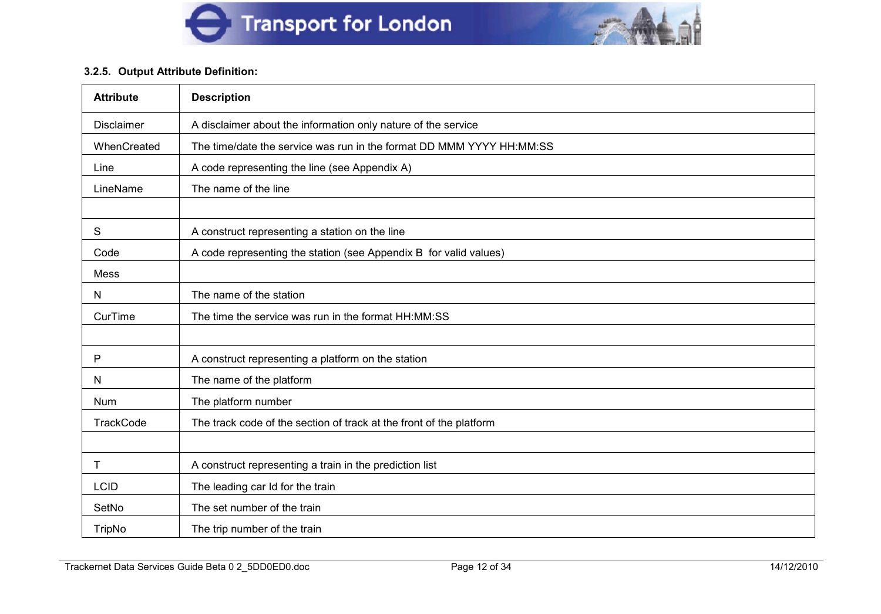### 3.2.5. Output Attribute Definition:

| Attribute | Description |
|---|---|
| Disclaimer | A disclaimer about the information only nature of the service |
| WhenCreated | The time/date the service was run in the format DD MMM YYYY HH:MM:SS |
| Line | A code representing the line (see Appendix A) |
| LineName | The name of the line |
| | |
| S | A construct representing a station on the line |
| Code | A code representing the station (see Appendix B for valid values) |
| Mess | |
| N | The name of the station |
| CurTime | The time the service was run in the format HH:MM:SS |
| | |
| P | A construct representing a platform on the station |
| N | The name of the platform |
| Num | The platform number |
| TrackCode | The track code of the section of track at the front of the platform |
| | |
| T | A construct representing a train in the prediction list |
| LCID | The leading car Id for the train |
| SetNo | The set number of the train |
| TripNo | The trip number of the train |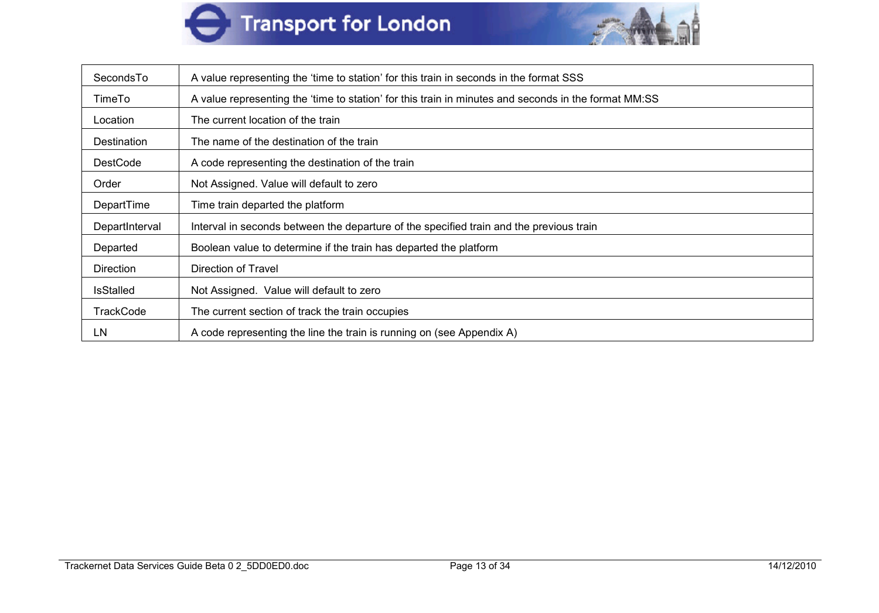| SecondsTo | A value representing the ‘time to station’ for this train in seconds in the format SSS |
| --- | --- |
| TimeTo | A value representing the ‘time to station’ for this train in minutes and seconds in the format MM:SS |
| Location | The current location of the train |
| Destination | The name of the destination of the train |
| DestCode | A code representing the destination of the train |
| Order | Not Assigned. Value will default to zero |
| DepartTime | Time train departed the platform |
| DepartInterval | Interval in seconds between the departure of the specified train and the previous train |
| Departed | Boolean value to determine if the train has departed the platform |
| Direction | Direction of Travel |
| IsStalled | Not Assigned. Value will default to zero |
| TrackCode | The current section of track the train occupies |
| LN | A code representing the line the train is running on (see Appendix A) |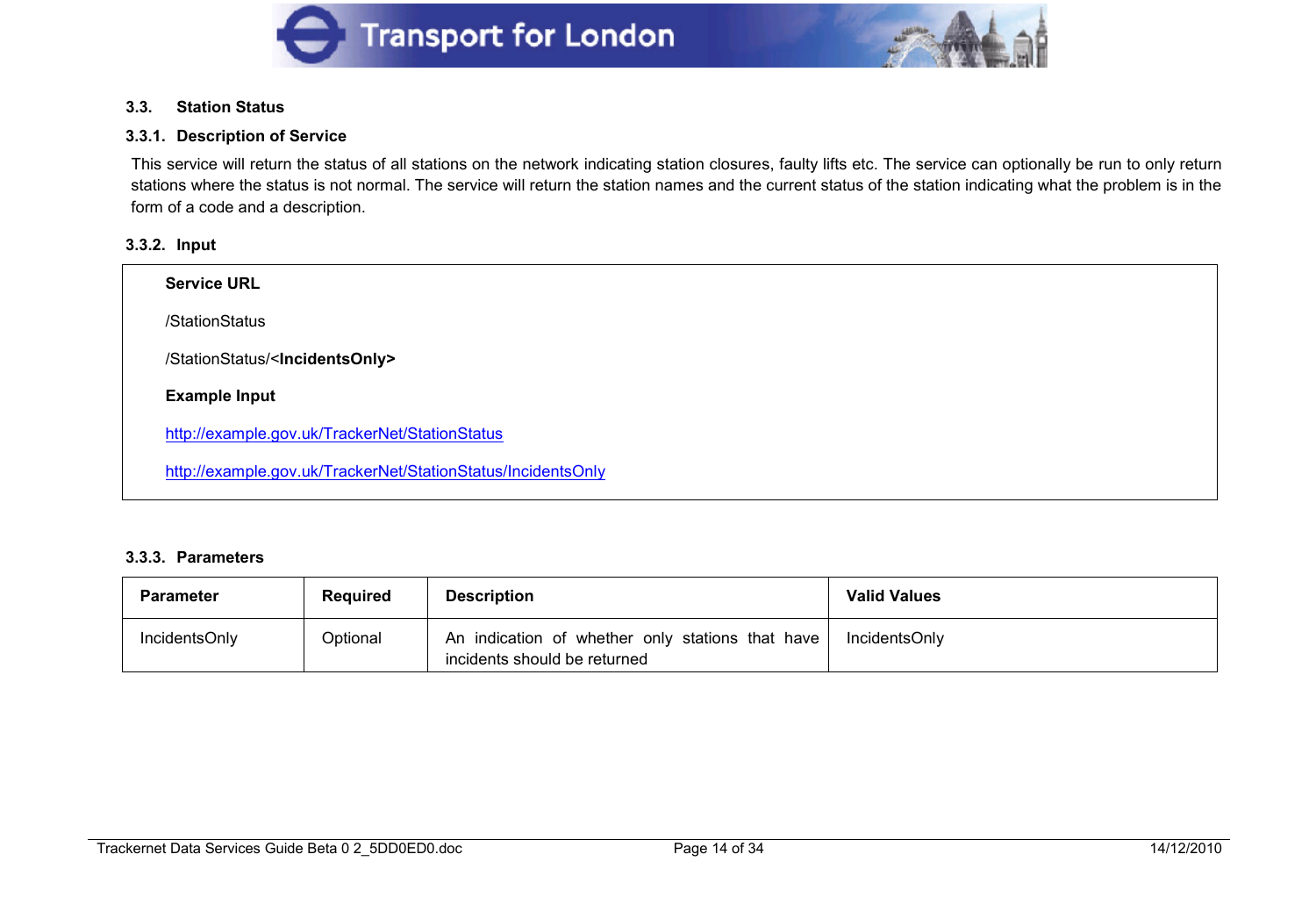### 3.3. Station Status

#### 3.3.1. Description of Service

This service will return the status of all stations on the network indicating station closures, faulty lifts etc. The service can optionally be run to only return stations where the status is not normal. The service will return the station names and the current status of the station indicating what the problem is in the form of a code and a description.

#### 3.3.2. Input

**Service URL**

/StationStatus

/StationStatus/<**IncidentsOnly>**

**Example Input**

http://example.gov.uk/TrackerNet/StationStatus

http://example.gov.uk/TrackerNet/StationStatus/IncidentsOnly

#### 3.3.3. Parameters

| Parameter | Required | Description | Valid Values |
|---|---|---|---|
| IncidentsOnly | Optional | An indication of whether only stations that have incidents should be returned | IncidentsOnly |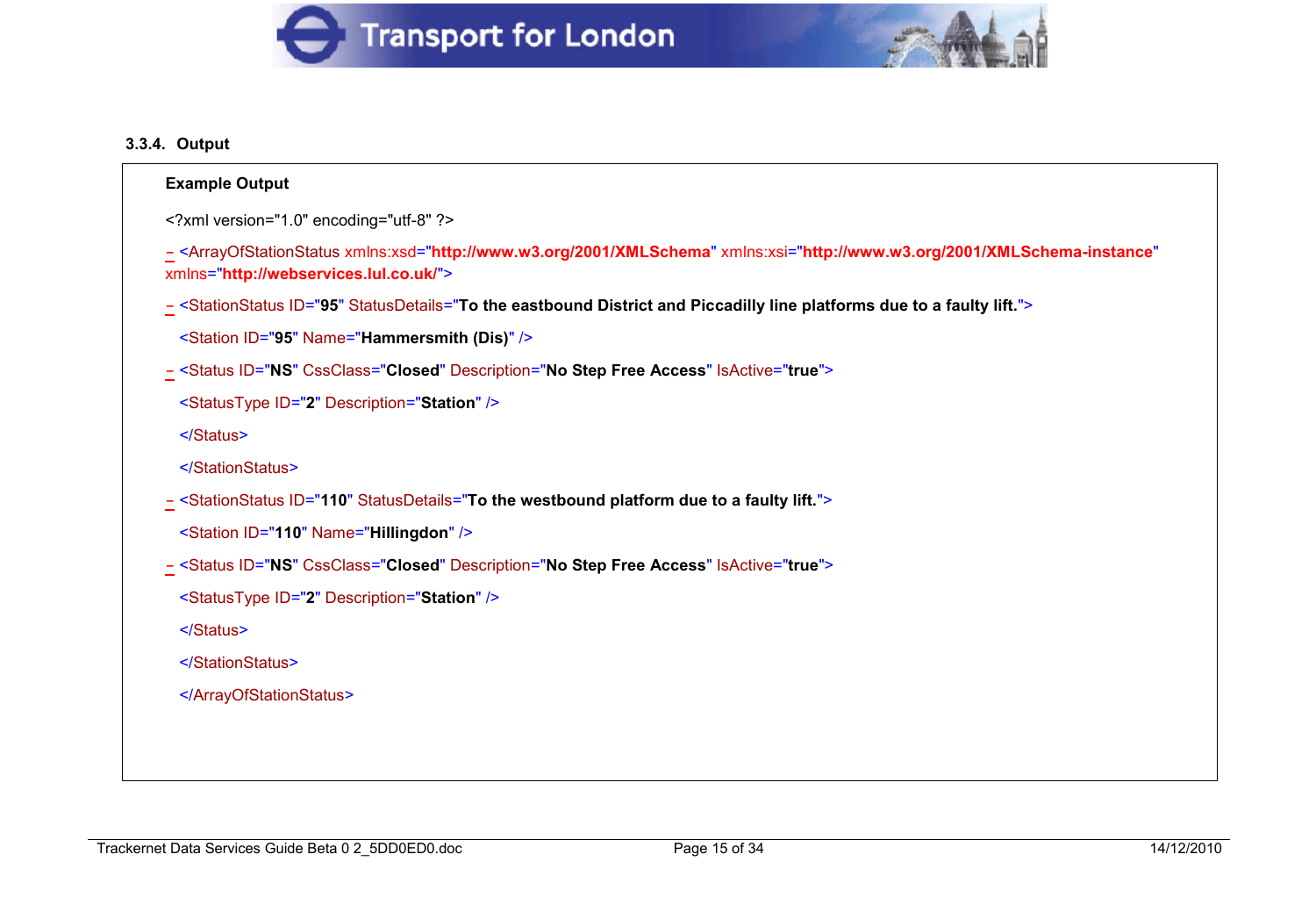### 3.3.4. Output

**Example Output**

```
<?xml version="1.0" encoding="utf-8" ?>
- <ArrayOfStationStatus xmlns:xsd="http://www.w3.org/2001/XMLSchema" xmlns:xsi="http://www.w3.org/2001/XMLSchema-instance" xmlns="http://webservices.lul.co.uk/">
- <StationStatus ID="95" StatusDetails="To the eastbound District and Piccadilly line platforms due to a faulty lift.">
  <Station ID="95" Name="Hammersmith (Dis)" />
- <Status ID="NS" CssClass="Closed" Description="No Step Free Access" IsActive="true">
  <StatusType ID="2" Description="Station" />
  </Status>
  </StationStatus>
- <StationStatus ID="110" StatusDetails="To the westbound platform due to a faulty lift.">
  <Station ID="110" Name="Hillingdon" />
- <Status ID="NS" CssClass="Closed" Description="No Step Free Access" IsActive="true">
  <StatusType ID="2" Description="Station" />
  </Status>
  </StationStatus>
  </ArrayOfStationStatus>
```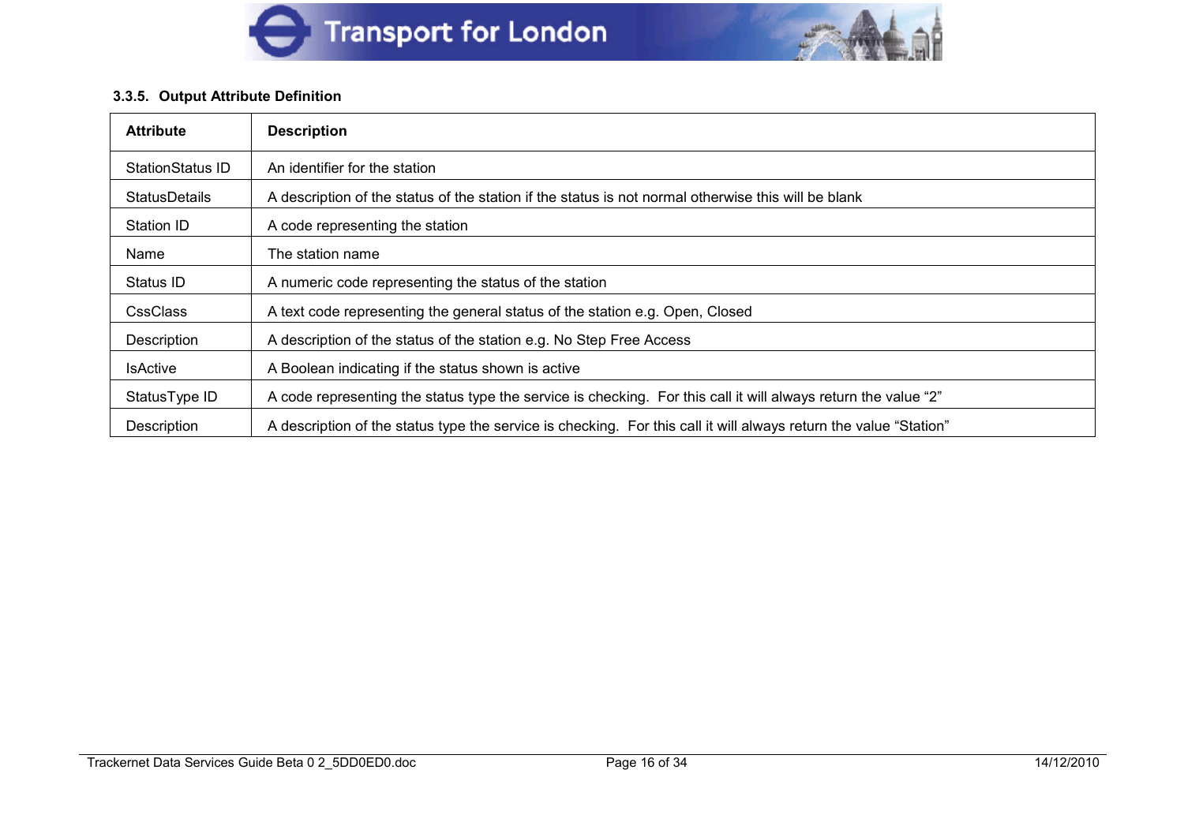### 3.3.5. Output Attribute Definition

| Attribute | Description |
|---|---|
| StationStatus ID | An identifier for the station |
| StatusDetails | A description of the status of the station if the status is not normal otherwise this will be blank |
| Station ID | A code representing the station |
| Name | The station name |
| Status ID | A numeric code representing the status of the station |
| CssClass | A text code representing the general status of the station e.g. Open, Closed |
| Description | A description of the status of the station e.g. No Step Free Access |
| IsActive | A Boolean indicating if the status shown is active |
| StatusType ID | A code representing the status type the service is checking. For this call it will always return the value “2” |
| Description | A description of the status type the service is checking. For this call it will always return the value “Station” |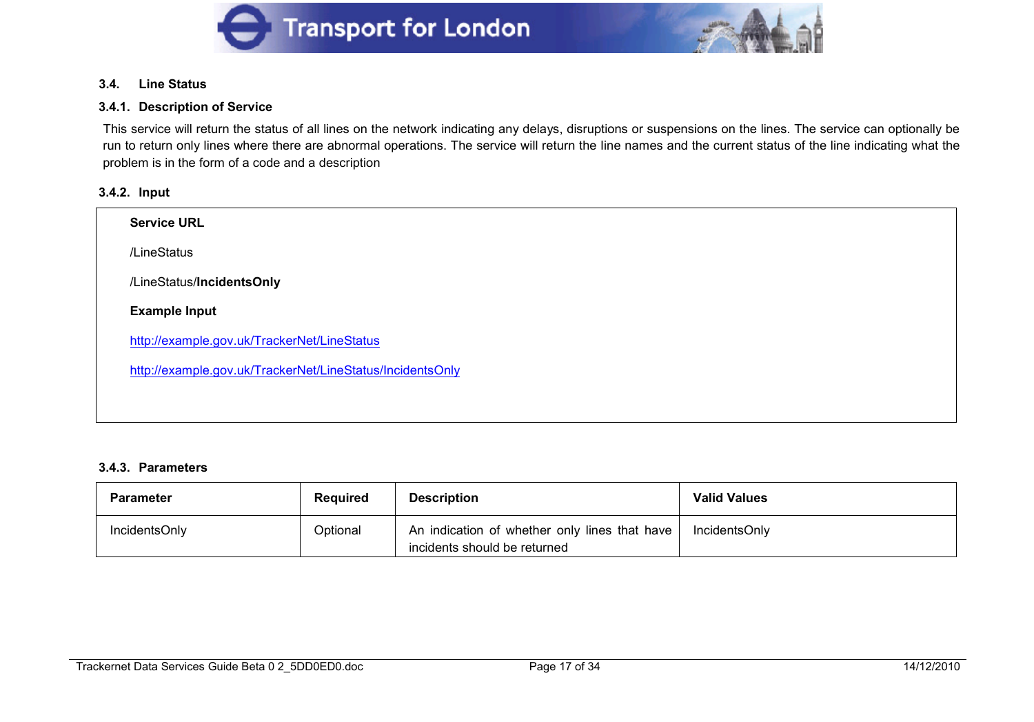### 3.4. Line Status

#### 3.4.1. Description of Service

This service will return the status of all lines on the network indicating any delays, disruptions or suspensions on the lines. The service can optionally be run to return only lines where there are abnormal operations. The service will return the line names and the current status of the line indicating what the problem is in the form of a code and a description

#### 3.4.2. Input

**Service URL**

/LineStatus

/LineStatus/**IncidentsOnly**

**Example Input**

http://example.gov.uk/TrackerNet/LineStatus

http://example.gov.uk/TrackerNet/LineStatus/IncidentsOnly

#### 3.4.3. Parameters

| Parameter | Required | Description | Valid Values |
|---|---|---|---|
| IncidentsOnly | Optional | An indication of whether only lines that have incidents should be returned | IncidentsOnly |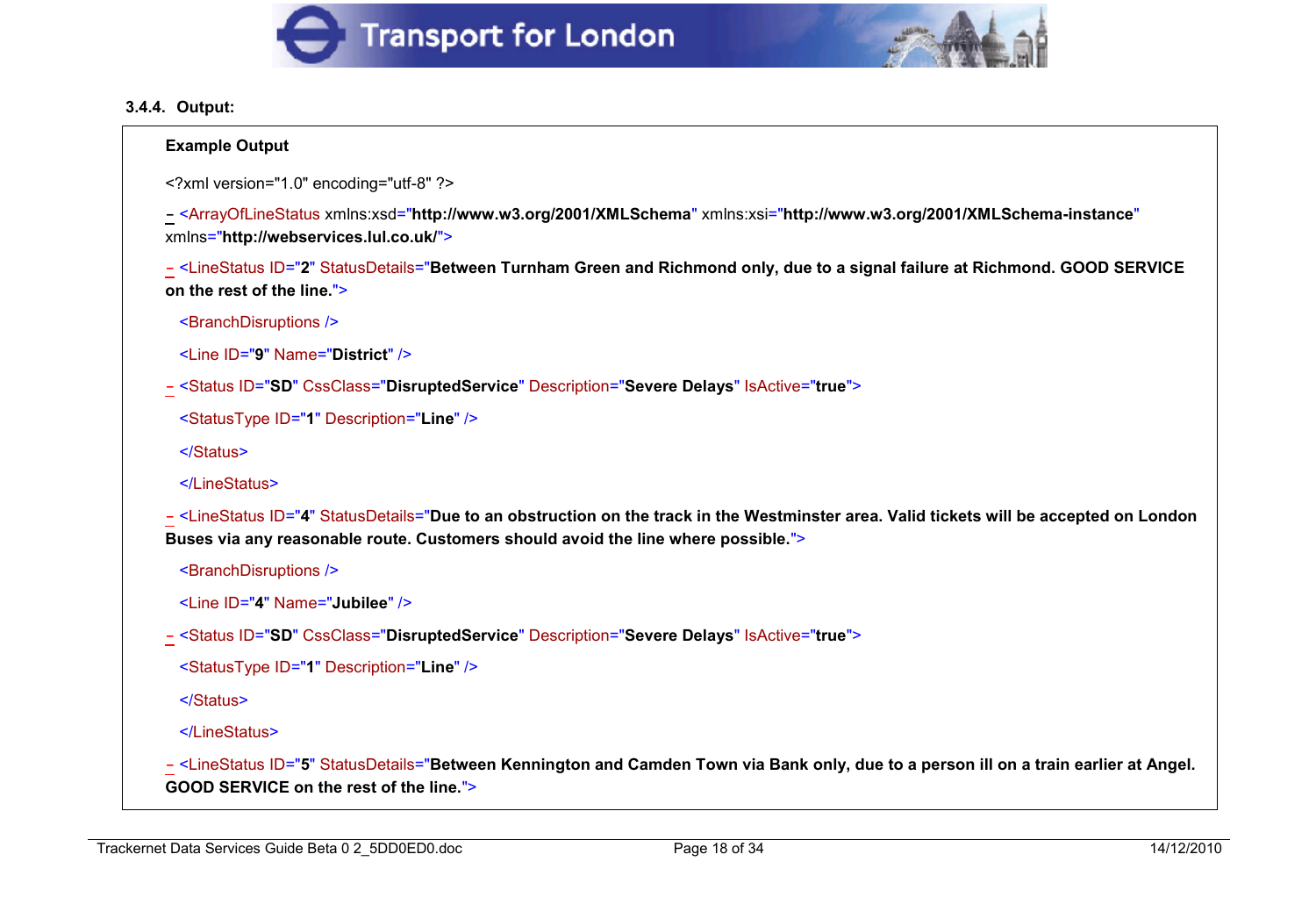### 3.4.4. Output:

**Example Output**

```
<?xml version="1.0" encoding="utf-8" ?>

- <ArrayOfLineStatus xmlns:xsd="http://www.w3.org/2001/XMLSchema" xmlns:xsi="http://www.w3.org/2001/XMLSchema-instance" xmlns="http://webservices.lul.co.uk/">

- <LineStatus ID="2" StatusDetails="Between Turnham Green and Richmond only, due to a signal failure at Richmond. GOOD SERVICE on the rest of the line.">

  <BranchDisruptions />

  <Line ID="9" Name="District" />

- <Status ID="SD" CssClass="DisruptedService" Description="Severe Delays" IsActive="true">

  <StatusType ID="1" Description="Line" />

  </Status>

  </LineStatus>

- <LineStatus ID="4" StatusDetails="Due to an obstruction on the track in the Westminster area. Valid tickets will be accepted on London Buses via any reasonable route. Customers should avoid the line where possible.">

  <BranchDisruptions />

  <Line ID="4" Name="Jubilee" />

- <Status ID="SD" CssClass="DisruptedService" Description="Severe Delays" IsActive="true">

  <StatusType ID="1" Description="Line" />

  </Status>

  </LineStatus>

- <LineStatus ID="5" StatusDetails="Between Kennington and Camden Town via Bank only, due to a person ill on a train earlier at Angel. GOOD SERVICE on the rest of the line.">
```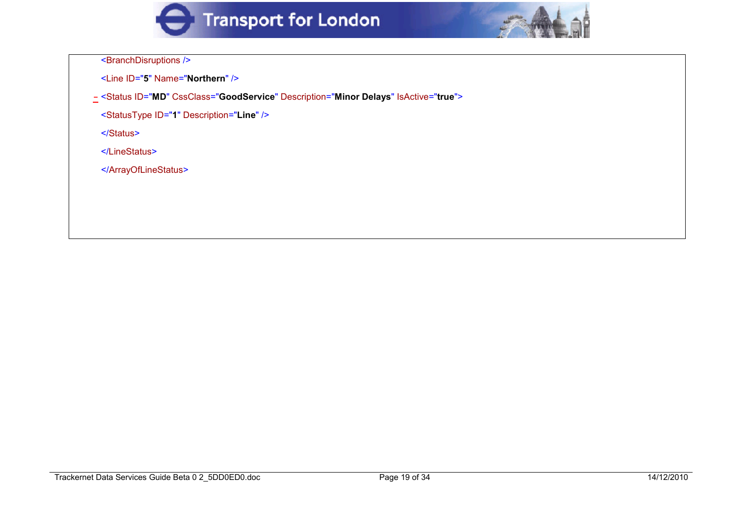```
<BranchDisruptions />
<Line ID="5" Name="Northern" />
- <Status ID="MD" CssClass="GoodService" Description="Minor Delays" IsActive="true">
<StatusType ID="1" Description="Line" />
</Status>
</LineStatus>
</ArrayOfLineStatus>
```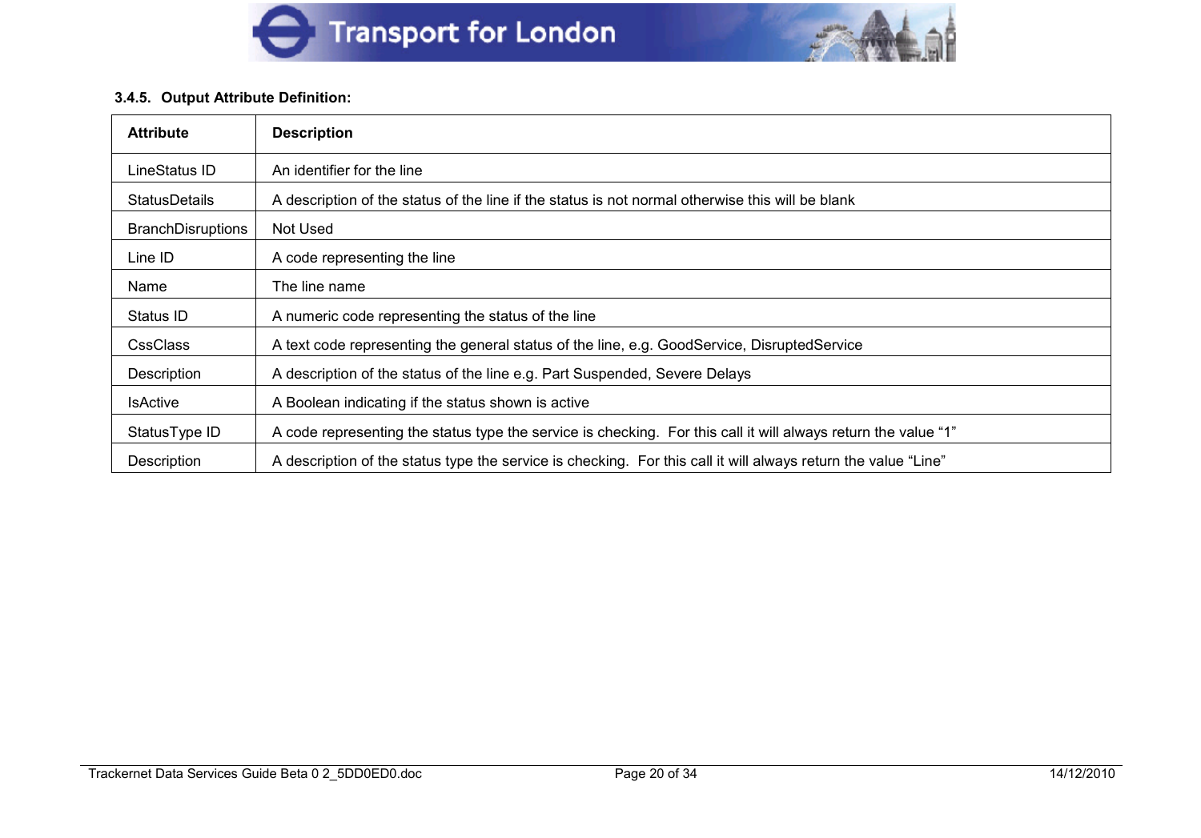### 3.4.5. Output Attribute Definition:

| Attribute | Description |
|---|---|
| LineStatus ID | An identifier for the line |
| StatusDetails | A description of the status of the line if the status is not normal otherwise this will be blank |
| BranchDisruptions | Not Used |
| Line ID | A code representing the line |
| Name | The line name |
| Status ID | A numeric code representing the status of the line |
| CssClass | A text code representing the general status of the line, e.g. GoodService, DisruptedService |
| Description | A description of the status of the line e.g. Part Suspended, Severe Delays |
| IsActive | A Boolean indicating if the status shown is active |
| StatusType ID | A code representing the status type the service is checking. For this call it will always return the value "1" |
| Description | A description of the status type the service is checking. For this call it will always return the value "Line" |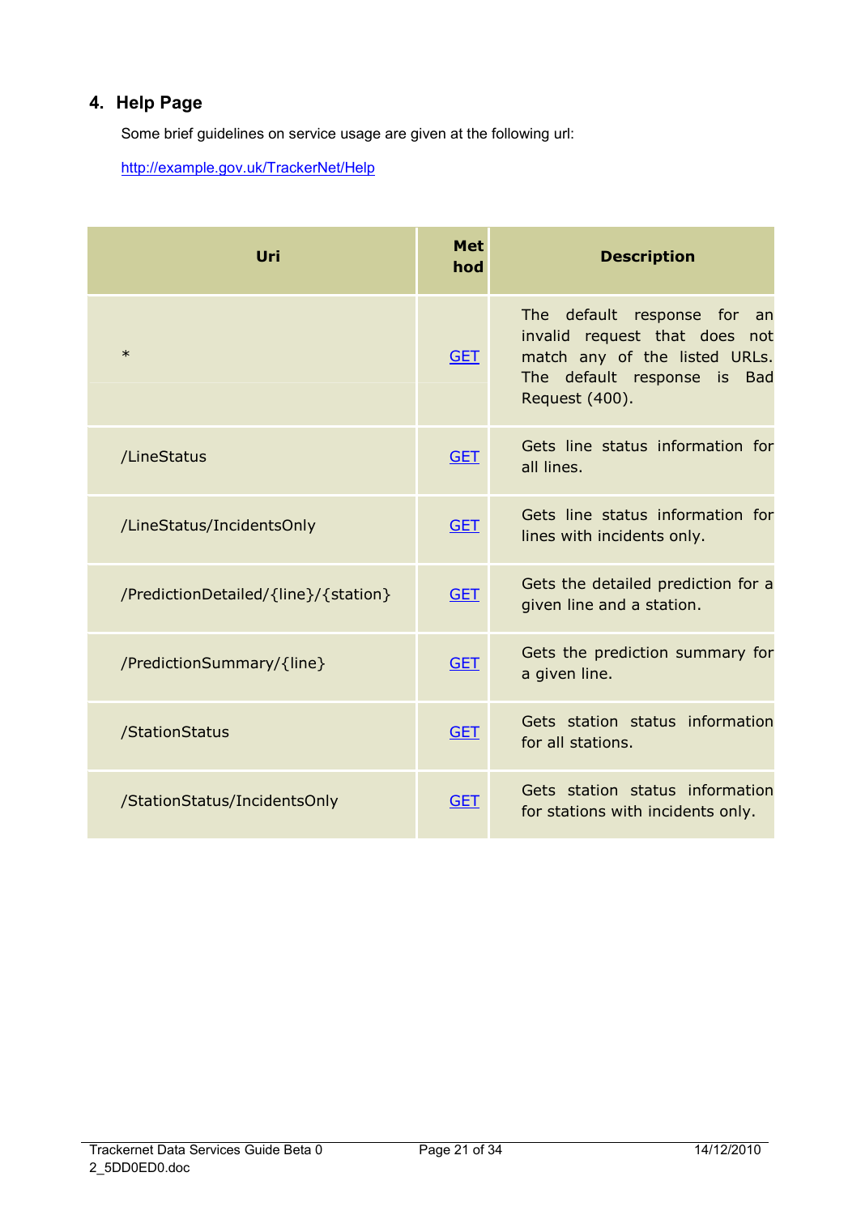## 4. Help Page

Some brief guidelines on service usage are given at the following url:

http://example.gov.uk/TrackerNet/Help

| Uri | Method | Description |
|---|---|---|
| * | GET | The default response for an invalid request that does not match any of the listed URLs. The default response is Bad Request (400). |
| /LineStatus | GET | Gets line status information for all lines. |
| /LineStatus/IncidentsOnly | GET | Gets line status information for lines with incidents only. |
| /PredictionDetailed/{line}/{station} | GET | Gets the detailed prediction for a given line and a station. |
| /PredictionSummary/{line} | GET | Gets the prediction summary for a given line. |
| /StationStatus | GET | Gets station status information for all stations. |
| /StationStatus/IncidentsOnly | GET | Gets station status information for stations with incidents only. |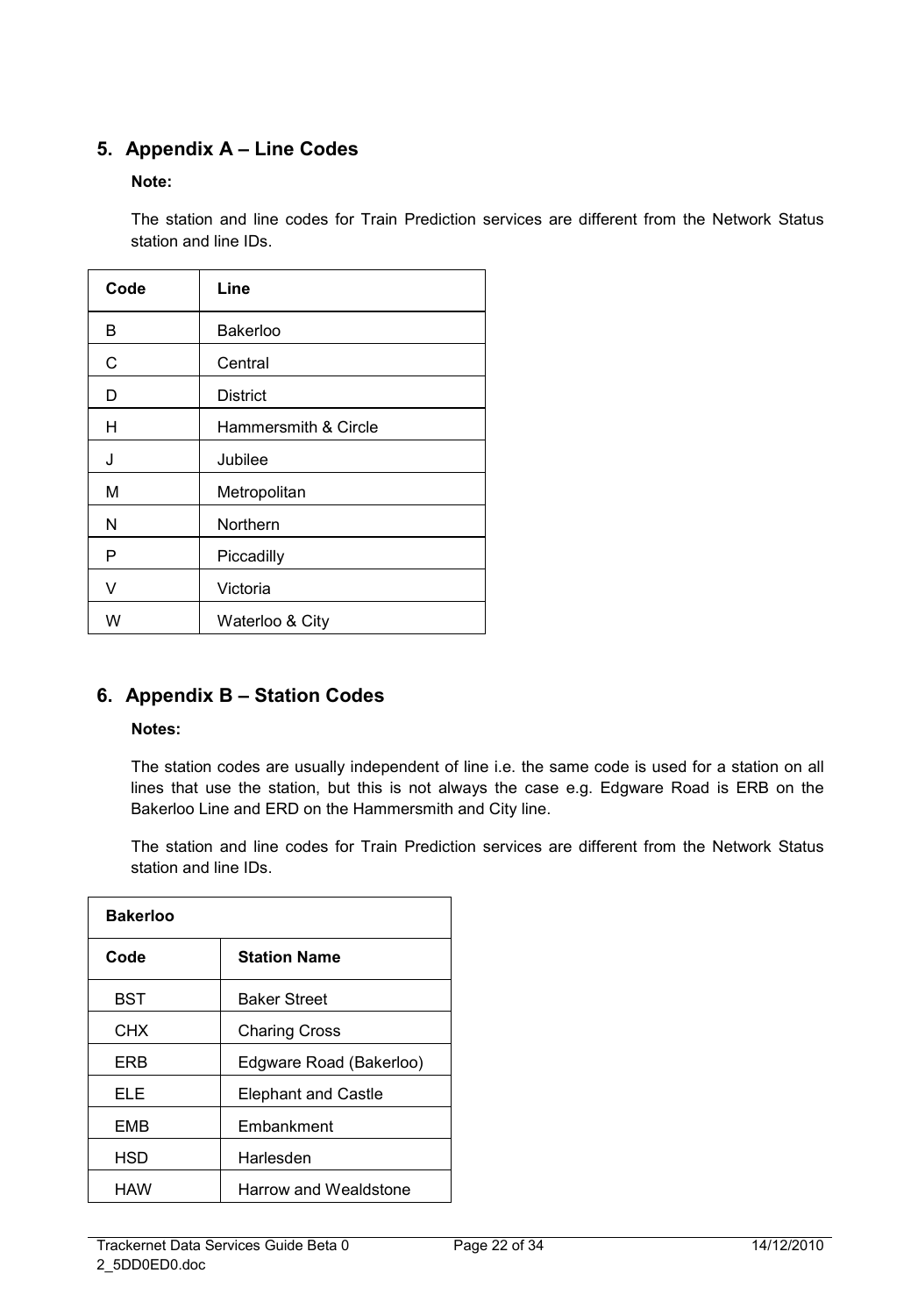## 5. Appendix A – Line Codes

**Note:**

The station and line codes for Train Prediction services are different from the Network Status station and line IDs.

| Code | Line |
|---|---|
| B | Bakerloo |
| C | Central |
| D | District |
| H | Hammersmith & Circle |
| J | Jubilee |
| M | Metropolitan |
| N | Northern |
| P | Piccadilly |
| V | Victoria |
| W | Waterloo & City |

## 6. Appendix B – Station Codes

**Notes:**

The station codes are usually independent of line i.e. the same code is used for a station on all lines that use the station, but this is not always the case e.g. Edgware Road is ERB on the Bakerloo Line and ERD on the Hammersmith and City line.

The station and line codes for Train Prediction services are different from the Network Status station and line IDs.

| **Bakerloo** | |
|---|---|
| **Code** | **Station Name** |
| BST | Baker Street |
| CHX | Charing Cross |
| ERB | Edgware Road (Bakerloo) |
| ELE | Elephant and Castle |
| EMB | Embankment |
| HSD | Harlesden |
| HAW | Harrow and Wealdstone |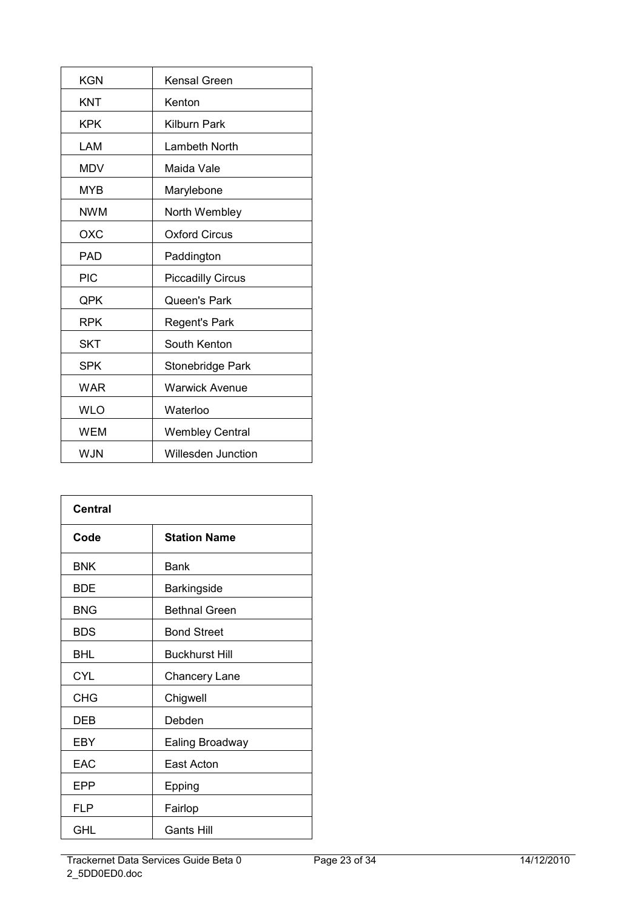| | |
|---|---|
| KGN | Kensal Green |
| KNT | Kenton |
| KPK | Kilburn Park |
| LAM | Lambeth North |
| MDV | Maida Vale |
| MYB | Marylebone |
| NWM | North Wembley |
| OXC | Oxford Circus |
| PAD | Paddington |
| PIC | Piccadilly Circus |
| QPK | Queen's Park |
| RPK | Regent's Park |
| SKT | South Kenton |
| SPK | Stonebridge Park |
| WAR | Warwick Avenue |
| WLO | Waterloo |
| WEM | Wembley Central |
| WJN | Willesden Junction |

| **Central** | |
|---|---|
| **Code** | **Station Name** |
| BNK | Bank |
| BDE | Barkingside |
| BNG | Bethnal Green |
| BDS | Bond Street |
| BHL | Buckhurst Hill |
| CYL | Chancery Lane |
| CHG | Chigwell |
| DEB | Debden |
| EBY | Ealing Broadway |
| EAC | East Acton |
| EPP | Epping |
| FLP | Fairlop |
| GHL | Gants Hill |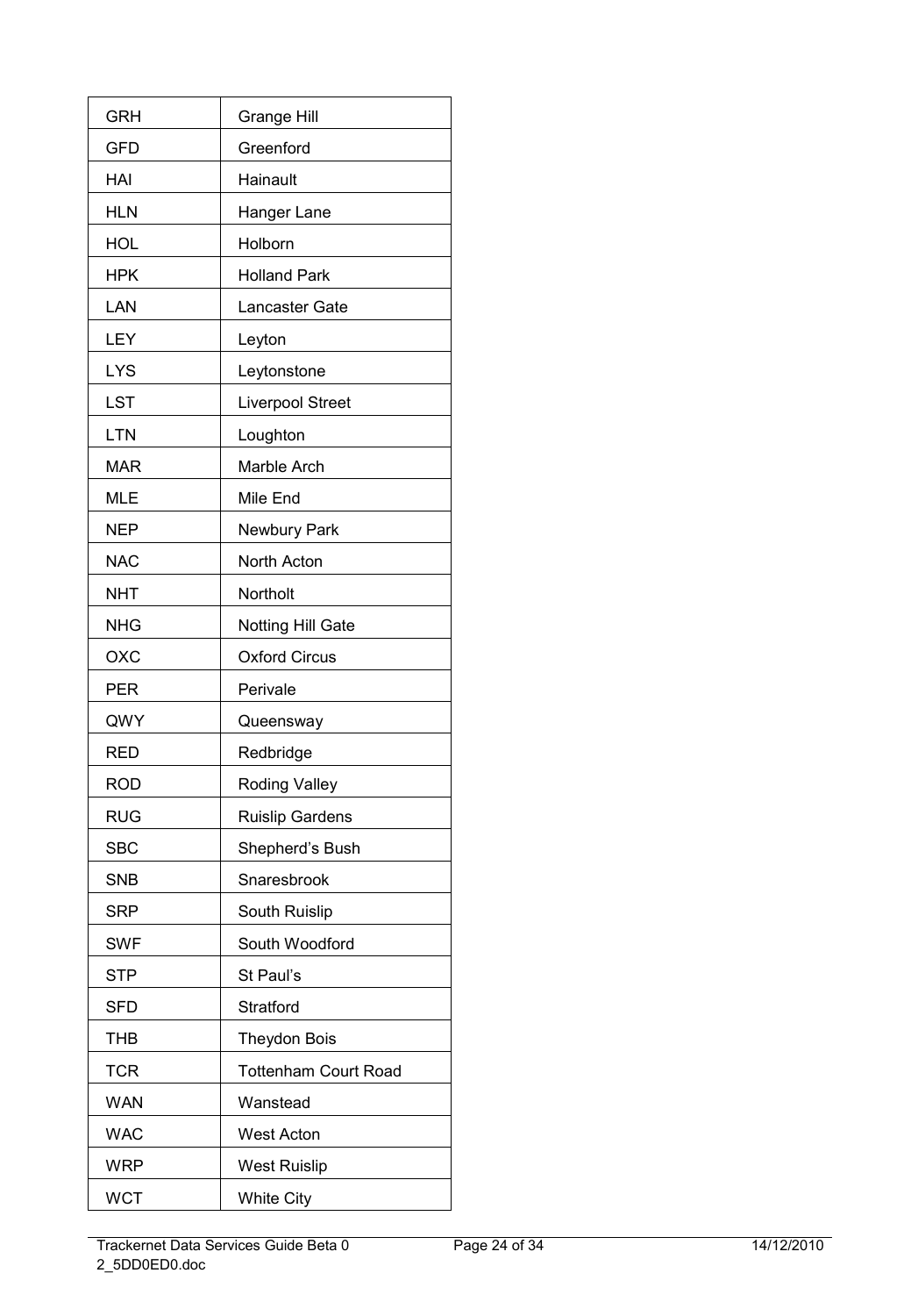| GRH | Grange Hill |
|---|---|
| GFD | Greenford |
| HAI | Hainault |
| HLN | Hanger Lane |
| HOL | Holborn |
| HPK | Holland Park |
| LAN | Lancaster Gate |
| LEY | Leyton |
| LYS | Leytonstone |
| LST | Liverpool Street |
| LTN | Loughton |
| MAR | Marble Arch |
| MLE | Mile End |
| NEP | Newbury Park |
| NAC | North Acton |
| NHT | Northolt |
| NHG | Notting Hill Gate |
| OXC | Oxford Circus |
| PER | Perivale |
| QWY | Queensway |
| RED | Redbridge |
| ROD | Roding Valley |
| RUG | Ruislip Gardens |
| SBC | Shepherd's Bush |
| SNB | Snaresbrook |
| SRP | South Ruislip |
| SWF | South Woodford |
| STP | St Paul's |
| SFD | Stratford |
| THB | Theydon Bois |
| TCR | Tottenham Court Road |
| WAN | Wanstead |
| WAC | West Acton |
| WRP | West Ruislip |
| WCT | White City |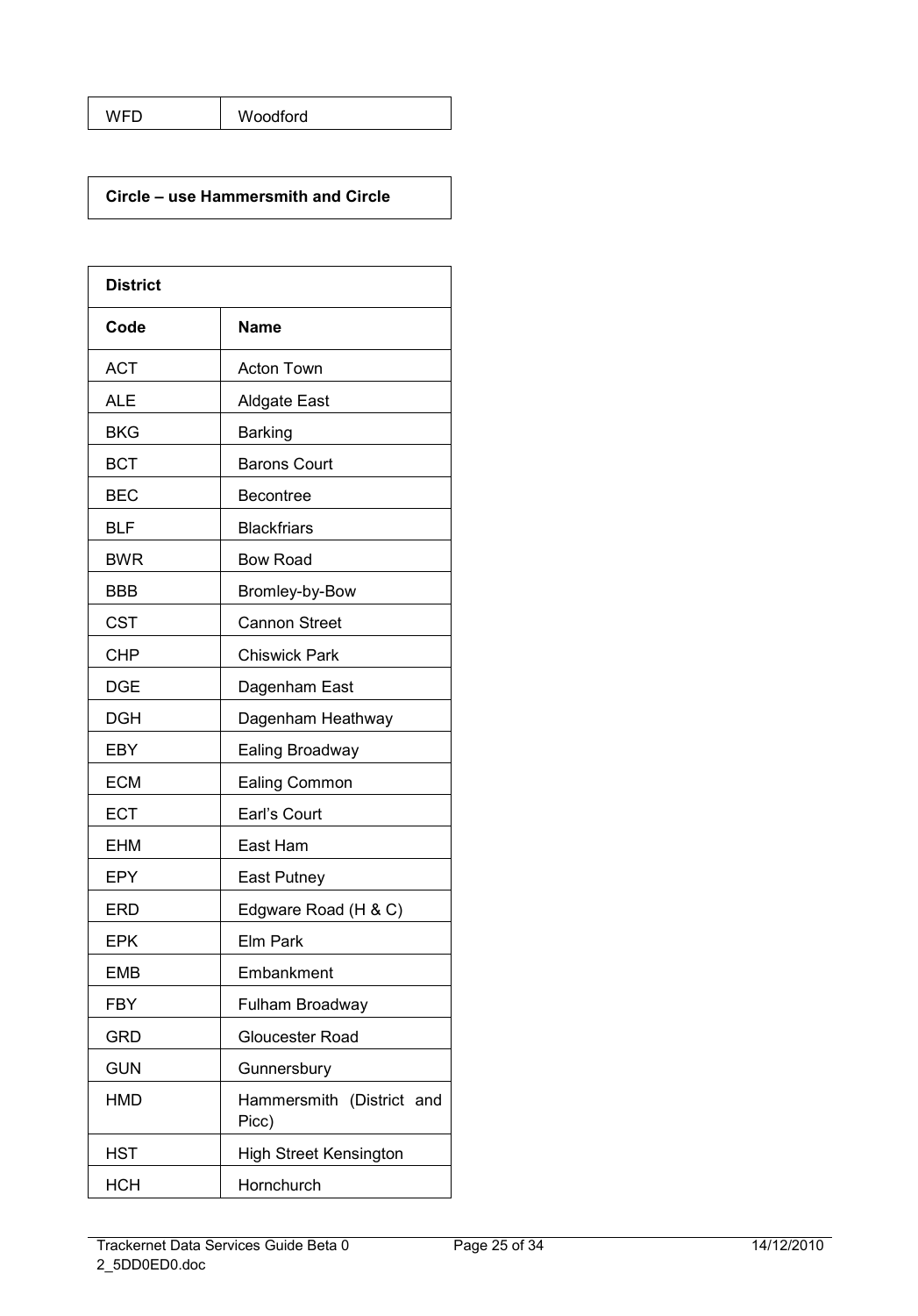| WFD | Woodford |
|---|---|

| **Circle – use Hammersmith and Circle** |
|---|

| **District** | |
|---|---|
| **Code** | **Name** |
| ACT | Acton Town |
| ALE | Aldgate East |
| BKG | Barking |
| BCT | Barons Court |
| BEC | Becontree |
| BLF | Blackfriars |
| BWR | Bow Road |
| BBB | Bromley-by-Bow |
| CST | Cannon Street |
| CHP | Chiswick Park |
| DGE | Dagenham East |
| DGH | Dagenham Heathway |
| EBY | Ealing Broadway |
| ECM | Ealing Common |
| ECT | Earl's Court |
| EHM | East Ham |
| EPY | East Putney |
| ERD | Edgware Road (H & C) |
| EPK | Elm Park |
| EMB | Embankment |
| FBY | Fulham Broadway |
| GRD | Gloucester Road |
| GUN | Gunnersbury |
| HMD | Hammersmith (District and Picc) |
| HST | High Street Kensington |
| HCH | Hornchurch |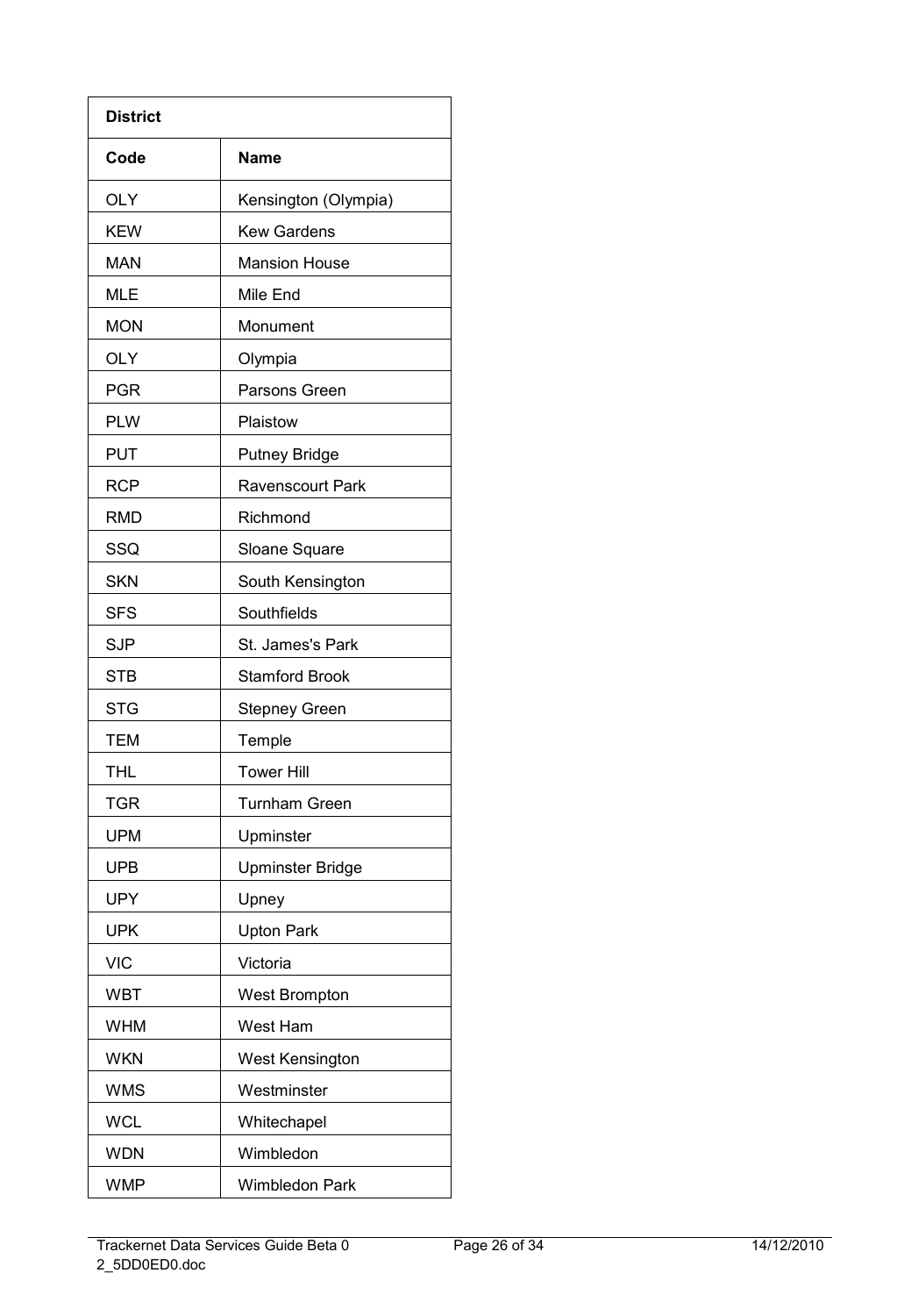| District | |
|---|---|
| **Code** | **Name** |
| OLY | Kensington (Olympia) |
| KEW | Kew Gardens |
| MAN | Mansion House |
| MLE | Mile End |
| MON | Monument |
| OLY | Olympia |
| PGR | Parsons Green |
| PLW | Plaistow |
| PUT | Putney Bridge |
| RCP | Ravenscourt Park |
| RMD | Richmond |
| SSQ | Sloane Square |
| SKN | South Kensington |
| SFS | Southfields |
| SJP | St. James's Park |
| STB | Stamford Brook |
| STG | Stepney Green |
| TEM | Temple |
| THL | Tower Hill |
| TGR | Turnham Green |
| UPM | Upminster |
| UPB | Upminster Bridge |
| UPY | Upney |
| UPK | Upton Park |
| VIC | Victoria |
| WBT | West Brompton |
| WHM | West Ham |
| WKN | West Kensington |
| WMS | Westminster |
| WCL | Whitechapel |
| WDN | Wimbledon |
| WMP | Wimbledon Park |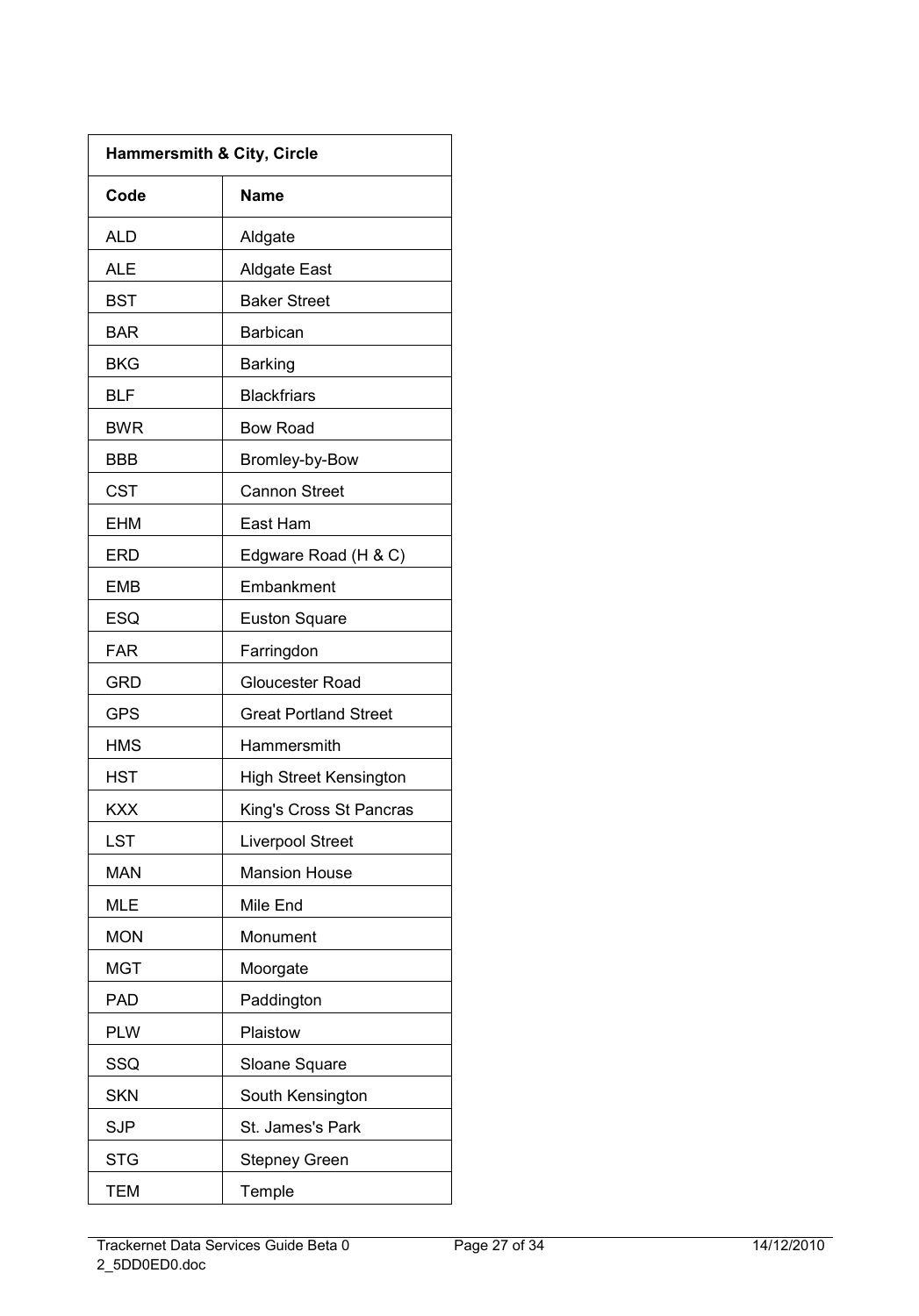| Hammersmith & City, Circle | |
|---|---|
| **Code** | **Name** |
| ALD | Aldgate |
| ALE | Aldgate East |
| BST | Baker Street |
| BAR | Barbican |
| BKG | Barking |
| BLF | Blackfriars |
| BWR | Bow Road |
| BBB | Bromley-by-Bow |
| CST | Cannon Street |
| EHM | East Ham |
| ERD | Edgware Road (H & C) |
| EMB | Embankment |
| ESQ | Euston Square |
| FAR | Farringdon |
| GRD | Gloucester Road |
| GPS | Great Portland Street |
| HMS | Hammersmith |
| HST | High Street Kensington |
| KXX | King's Cross St Pancras |
| LST | Liverpool Street |
| MAN | Mansion House |
| MLE | Mile End |
| MON | Monument |
| MGT | Moorgate |
| PAD | Paddington |
| PLW | Plaistow |
| SSQ | Sloane Square |
| SKN | South Kensington |
| SJP | St. James's Park |
| STG | Stepney Green |
| TEM | Temple |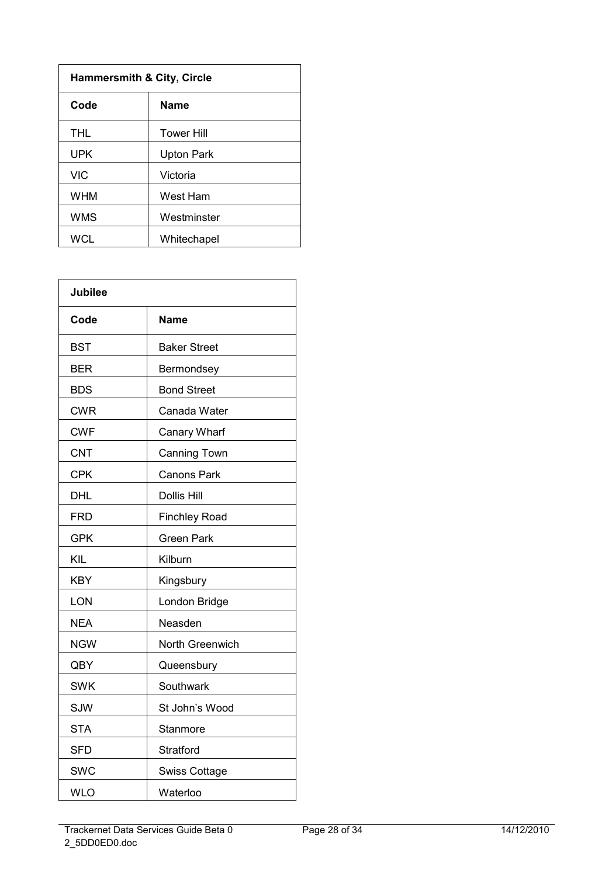| Hammersmith & City, Circle | |
|---|---|
| **Code** | **Name** |
| THL | Tower Hill |
| UPK | Upton Park |
| VIC | Victoria |
| WHM | West Ham |
| WMS | Westminster |
| WCL | Whitechapel |

| Jubilee | |
|---|---|
| **Code** | **Name** |
| BST | Baker Street |
| BER | Bermondsey |
| BDS | Bond Street |
| CWR | Canada Water |
| CWF | Canary Wharf |
| CNT | Canning Town |
| CPK | Canons Park |
| DHL | Dollis Hill |
| FRD | Finchley Road |
| GPK | Green Park |
| KIL | Kilburn |
| KBY | Kingsbury |
| LON | London Bridge |
| NEA | Neasden |
| NGW | North Greenwich |
| QBY | Queensbury |
| SWK | Southwark |
| SJW | St John's Wood |
| STA | Stanmore |
| SFD | Stratford |
| SWC | Swiss Cottage |
| WLO | Waterloo |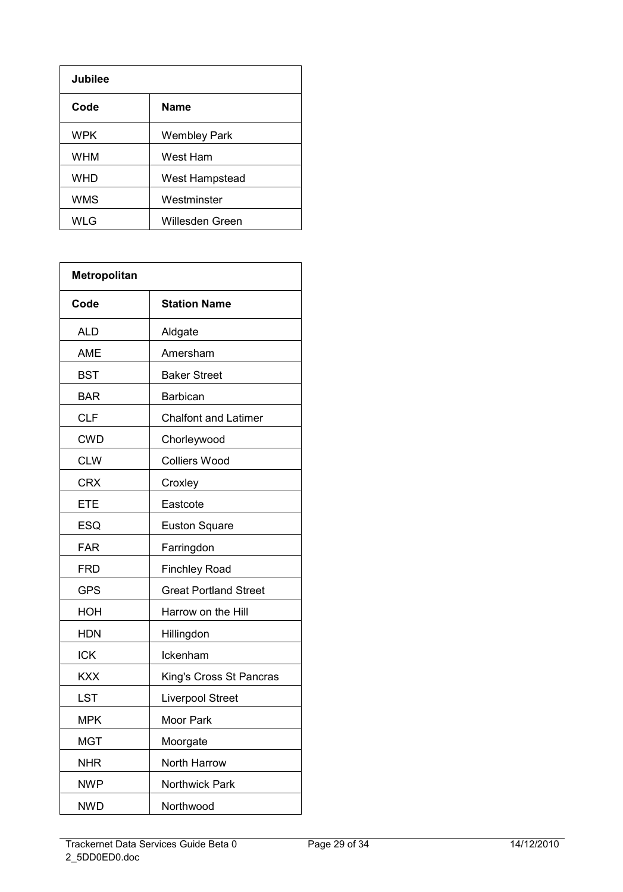| Jubilee | |
|---|---|
| **Code** | **Name** |
| WPK | Wembley Park |
| WHM | West Ham |
| WHD | West Hampstead |
| WMS | Westminster |
| WLG | Willesden Green |

| Metropolitan | |
|---|---|
| **Code** | **Station Name** |
| ALD | Aldgate |
| AME | Amersham |
| BST | Baker Street |
| BAR | Barbican |
| CLF | Chalfont and Latimer |
| CWD | Chorleywood |
| CLW | Colliers Wood |
| CRX | Croxley |
| ETE | Eastcote |
| ESQ | Euston Square |
| FAR | Farringdon |
| FRD | Finchley Road |
| GPS | Great Portland Street |
| HOH | Harrow on the Hill |
| HDN | Hillingdon |
| ICK | Ickenham |
| KXX | King's Cross St Pancras |
| LST | Liverpool Street |
| MPK | Moor Park |
| MGT | Moorgate |
| NHR | North Harrow |
| NWP | Northwick Park |
| NWD | Northwood |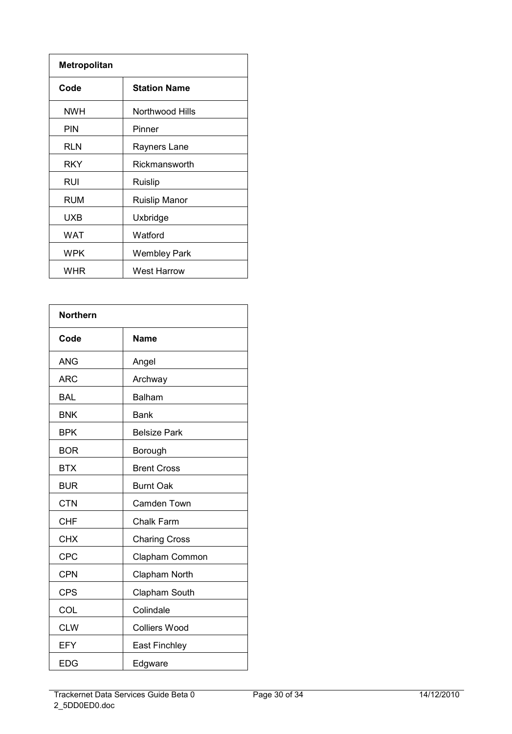| Metropolitan | |
|---|---|
| **Code** | **Station Name** |
| NWH | Northwood Hills |
| PIN | Pinner |
| RLN | Rayners Lane |
| RKY | Rickmansworth |
| RUI | Ruislip |
| RUM | Ruislip Manor |
| UXB | Uxbridge |
| WAT | Watford |
| WPK | Wembley Park |
| WHR | West Harrow |

| Northern | |
|---|---|
| **Code** | **Name** |
| ANG | Angel |
| ARC | Archway |
| BAL | Balham |
| BNK | Bank |
| BPK | Belsize Park |
| BOR | Borough |
| BTX | Brent Cross |
| BUR | Burnt Oak |
| CTN | Camden Town |
| CHF | Chalk Farm |
| CHX | Charing Cross |
| CPC | Clapham Common |
| CPN | Clapham North |
| CPS | Clapham South |
| COL | Colindale |
| CLW | Colliers Wood |
| EFY | East Finchley |
| EDG | Edgware |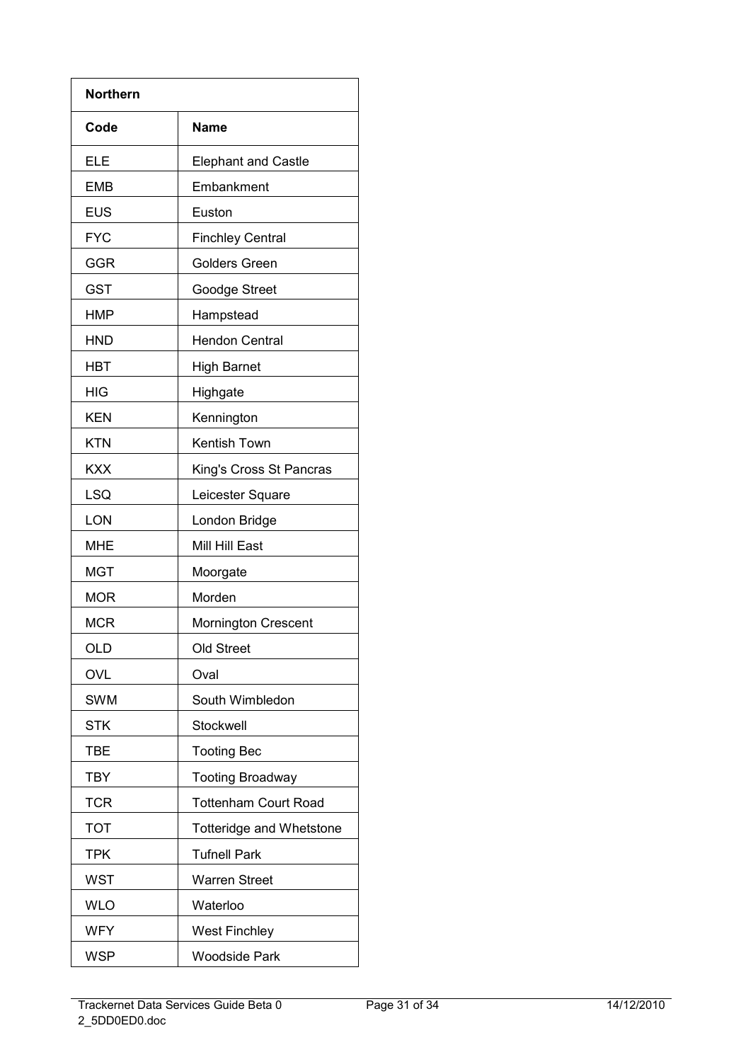| **Northern** | |
|---|---|
| **Code** | **Name** |
| ELE | Elephant and Castle |
| EMB | Embankment |
| EUS | Euston |
| FYC | Finchley Central |
| GGR | Golders Green |
| GST | Goodge Street |
| HMP | Hampstead |
| HND | Hendon Central |
| HBT | High Barnet |
| HIG | Highgate |
| KEN | Kennington |
| KTN | Kentish Town |
| KXX | King's Cross St Pancras |
| LSQ | Leicester Square |
| LON | London Bridge |
| MHE | Mill Hill East |
| MGT | Moorgate |
| MOR | Morden |
| MCR | Mornington Crescent |
| OLD | Old Street |
| OVL | Oval |
| SWM | South Wimbledon |
| STK | Stockwell |
| TBE | Tooting Bec |
| TBY | Tooting Broadway |
| TCR | Tottenham Court Road |
| TOT | Totteridge and Whetstone |
| TPK | Tufnell Park |
| WST | Warren Street |
| WLO | Waterloo |
| WFY | West Finchley |
| WSP | Woodside Park |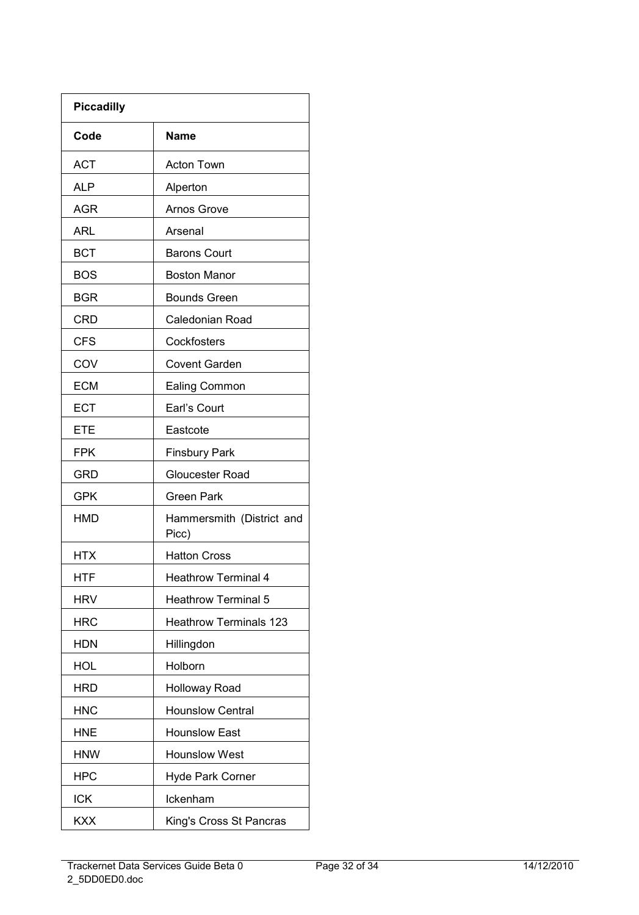| Piccadilly | |
|---|---|
| **Code** | **Name** |
| ACT | Acton Town |
| ALP | Alperton |
| AGR | Arnos Grove |
| ARL | Arsenal |
| BCT | Barons Court |
| BOS | Boston Manor |
| BGR | Bounds Green |
| CRD | Caledonian Road |
| CFS | Cockfosters |
| COV | Covent Garden |
| ECM | Ealing Common |
| ECT | Earl's Court |
| ETE | Eastcote |
| FPK | Finsbury Park |
| GRD | Gloucester Road |
| GPK | Green Park |
| HMD | Hammersmith (District and Picc) |
| HTX | Hatton Cross |
| HTF | Heathrow Terminal 4 |
| HRV | Heathrow Terminal 5 |
| HRC | Heathrow Terminals 123 |
| HDN | Hillingdon |
| HOL | Holborn |
| HRD | Holloway Road |
| HNC | Hounslow Central |
| HNE | Hounslow East |
| HNW | Hounslow West |
| HPC | Hyde Park Corner |
| ICK | Ickenham |
| KXX | King's Cross St Pancras |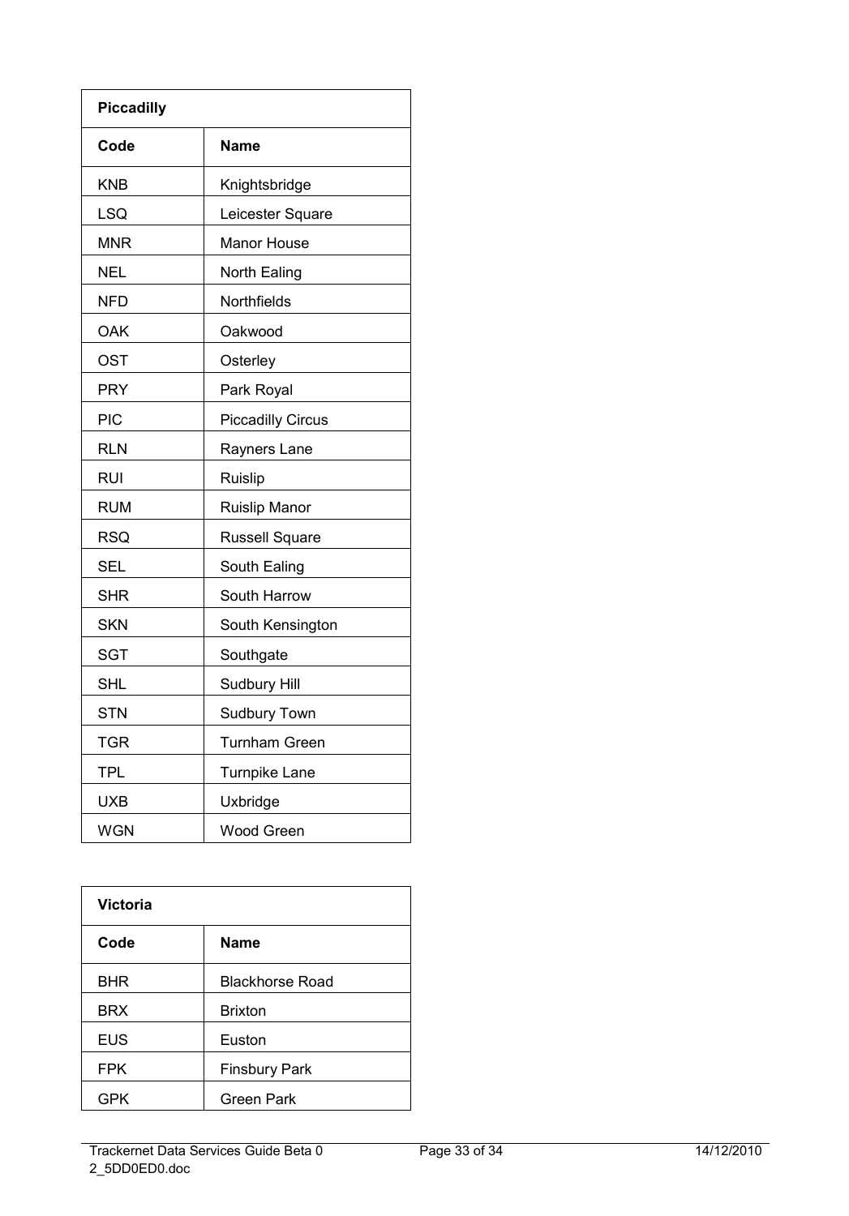| Piccadilly | |
|---|---|
| **Code** | **Name** |
| KNB | Knightsbridge |
| LSQ | Leicester Square |
| MNR | Manor House |
| NEL | North Ealing |
| NFD | Northfields |
| OAK | Oakwood |
| OST | Osterley |
| PRY | Park Royal |
| PIC | Piccadilly Circus |
| RLN | Rayners Lane |
| RUI | Ruislip |
| RUM | Ruislip Manor |
| RSQ | Russell Square |
| SEL | South Ealing |
| SHR | South Harrow |
| SKN | South Kensington |
| SGT | Southgate |
| SHL | Sudbury Hill |
| STN | Sudbury Town |
| TGR | Turnham Green |
| TPL | Turnpike Lane |
| UXB | Uxbridge |
| WGN | Wood Green |

| Victoria | |
|---|---|
| **Code** | **Name** |
| BHR | Blackhorse Road |
| BRX | Brixton |
| EUS | Euston |
| FPK | Finsbury Park |
| GPK | Green Park |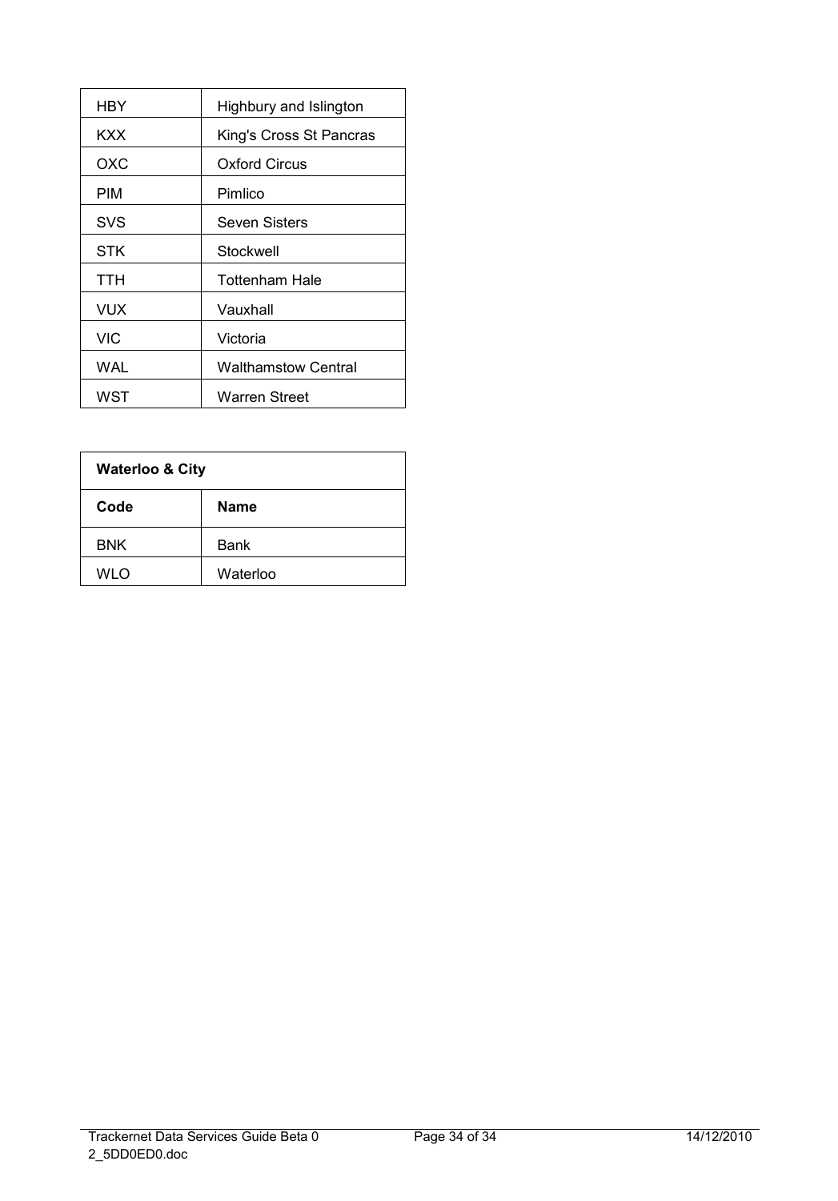| | |
|---|---|
| HBY | Highbury and Islington |
| KXX | King's Cross St Pancras |
| OXC | Oxford Circus |
| PIM | Pimlico |
| SVS | Seven Sisters |
| STK | Stockwell |
| TTH | Tottenham Hale |
| VUX | Vauxhall |
| VIC | Victoria |
| WAL | Walthamstow Central |
| WST | Warren Street |

| **Waterloo & City** | |
|---|---|
| **Code** | **Name** |
| BNK | Bank |
| WLO | Waterloo |